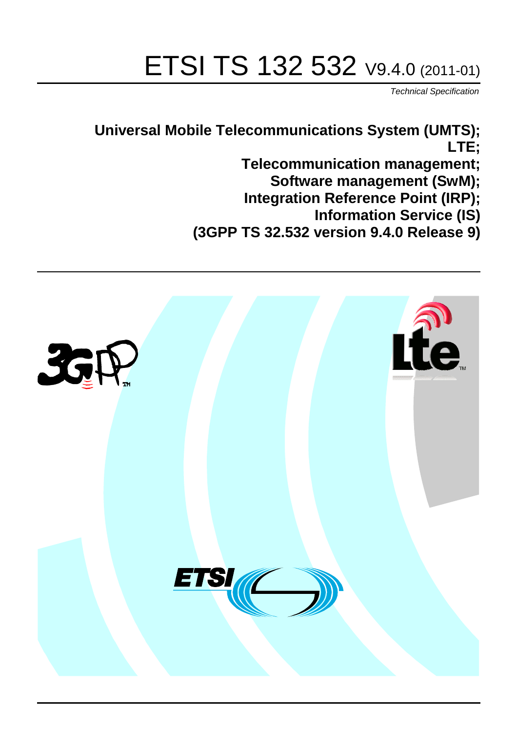# ETSI TS 132 532 V9.4.0 (2011-01)

*Technical Specification*

**Universal Mobile Telecommunications System (UMTS);**
**LTE;**
**Telecommunication management;**
**Software management (SwM);**
**Integration Reference Point (IRP);**
**Information Service (IS)**
**(3GPP TS 32.532 version 9.4.0 Release 9)**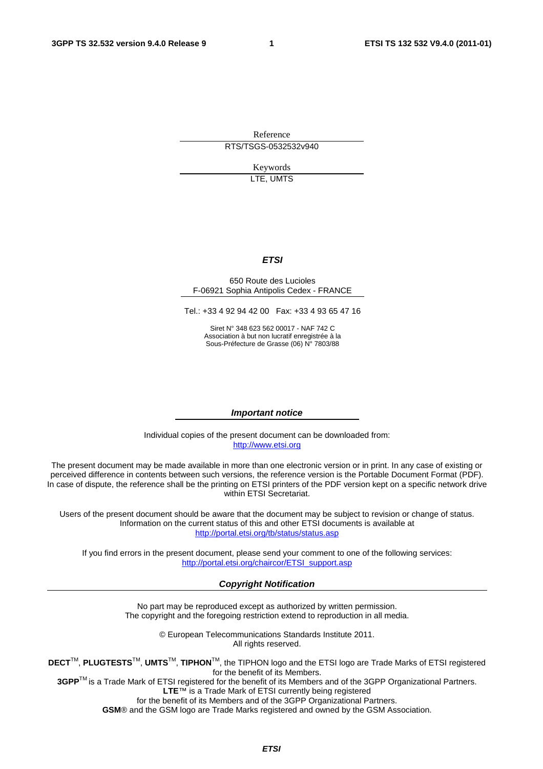Reference

RTS/TSGS-0532532v940

Keywords

LTE, UMTS

***ETSI***

650 Route des Lucioles
F-06921 Sophia Antipolis Cedex - FRANCE

Tel.: +33 4 92 94 42 00 Fax: +33 4 93 65 47 16

Siret N° 348 623 562 00017 - NAF 742 C
Association à but non lucratif enregistrée à la
Sous-Préfecture de Grasse (06) N° 7803/88

***Important notice***

Individual copies of the present document can be downloaded from:
http://www.etsi.org

The present document may be made available in more than one electronic version or in print. In any case of existing or perceived difference in contents between such versions, the reference version is the Portable Document Format (PDF). In case of dispute, the reference shall be the printing on ETSI printers of the PDF version kept on a specific network drive within ETSI Secretariat.

Users of the present document should be aware that the document may be subject to revision or change of status. Information on the current status of this and other ETSI documents is available at
http://portal.etsi.org/tb/status/status.asp

If you find errors in the present document, please send your comment to one of the following services:
http://portal.etsi.org/chaircor/ETSI_support.asp

***Copyright Notification***

No part may be reproduced except as authorized by written permission.
The copyright and the foregoing restriction extend to reproduction in all media.

© European Telecommunications Standards Institute 2011.
All rights reserved.

**DECT**™, **PLUGTESTS**™, **UMTS**™, **TIPHON**™, the TIPHON logo and the ETSI logo are Trade Marks of ETSI registered for the benefit of its Members.
**3GPP**™ is a Trade Mark of ETSI registered for the benefit of its Members and of the 3GPP Organizational Partners.
**LTE**™ is a Trade Mark of ETSI currently being registered
for the benefit of its Members and of the 3GPP Organizational Partners.
**GSM**® and the GSM logo are Trade Marks registered and owned by the GSM Association.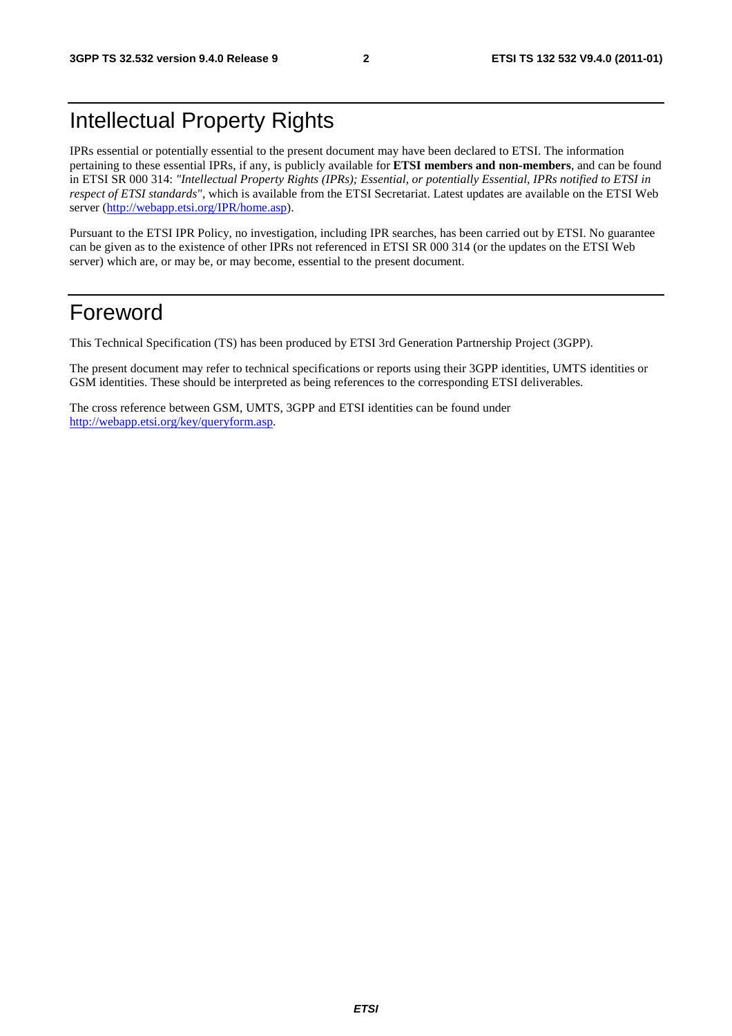# Intellectual Property Rights

IPRs essential or potentially essential to the present document may have been declared to ETSI. The information pertaining to these essential IPRs, if any, is publicly available for **ETSI members and non-members**, and can be found in ETSI SR 000 314: *"Intellectual Property Rights (IPRs); Essential, or potentially Essential, IPRs notified to ETSI in respect of ETSI standards"*, which is available from the ETSI Secretariat. Latest updates are available on the ETSI Web server (http://webapp.etsi.org/IPR/home.asp).

Pursuant to the ETSI IPR Policy, no investigation, including IPR searches, has been carried out by ETSI. No guarantee can be given as to the existence of other IPRs not referenced in ETSI SR 000 314 (or the updates on the ETSI Web server) which are, or may be, or may become, essential to the present document.

# Foreword

This Technical Specification (TS) has been produced by ETSI 3rd Generation Partnership Project (3GPP).

The present document may refer to technical specifications or reports using their 3GPP identities, UMTS identities or GSM identities. These should be interpreted as being references to the corresponding ETSI deliverables.

The cross reference between GSM, UMTS, 3GPP and ETSI identities can be found under http://webapp.etsi.org/key/queryform.asp.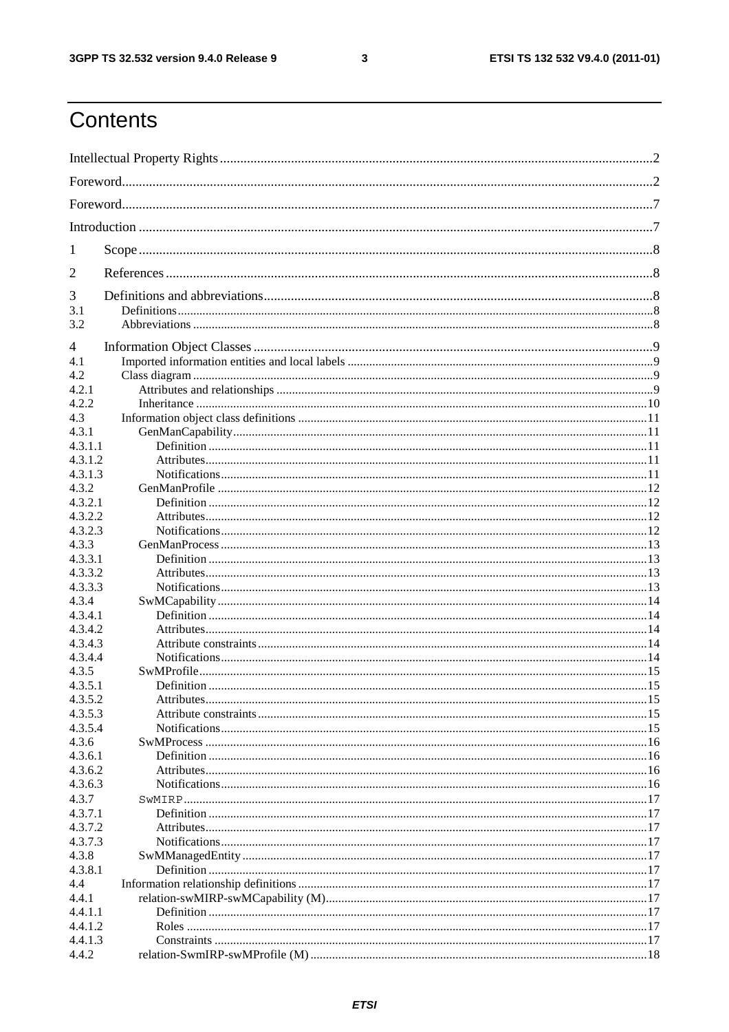# Contents

Intellectual Property Rights ........ 2
Foreword ........ 2
Foreword ........ 7
Introduction ........ 7
1 Scope ........ 8
2 References ........ 8
3 Definitions and abbreviations ........ 8
3.1 Definitions ........ 8
3.2 Abbreviations ........ 8
4 Information Object Classes ........ 9
4.1 Imported information entities and local labels ........ 9
4.2 Class diagram ........ 9
4.2.1 Attributes and relationships ........ 9
4.2.2 Inheritance ........ 10
4.3 Information object class definitions ........ 11
4.3.1 GenManCapability ........ 11
4.3.1.1 Definition ........ 11
4.3.1.2 Attributes ........ 11
4.3.1.3 Notifications ........ 11
4.3.2 GenManProfile ........ 12
4.3.2.1 Definition ........ 12
4.3.2.2 Attributes ........ 12
4.3.2.3 Notifications ........ 12
4.3.3 GenManProcess ........ 13
4.3.3.1 Definition ........ 13
4.3.3.2 Attributes ........ 13
4.3.3.3 Notifications ........ 13
4.3.4 SwMCapability ........ 14
4.3.4.1 Definition ........ 14
4.3.4.2 Attributes ........ 14
4.3.4.3 Attribute constraints ........ 14
4.3.4.4 Notifications ........ 14
4.3.5 SwMProfile ........ 15
4.3.5.1 Definition ........ 15
4.3.5.2 Attributes ........ 15
4.3.5.3 Attribute constraints ........ 15
4.3.5.4 Notifications ........ 15
4.3.6 SwMProcess ........ 16
4.3.6.1 Definition ........ 16
4.3.6.2 Attributes ........ 16
4.3.6.3 Notifications ........ 16
4.3.7 SwMIRP ........ 17
4.3.7.1 Definition ........ 17
4.3.7.2 Attributes ........ 17
4.3.7.3 Notifications ........ 17
4.3.8 SwMManagedEntity ........ 17
4.3.8.1 Definition ........ 17
4.4 Information relationship definitions ........ 17
4.4.1 relation-swMIRP-swMCapability (M) ........ 17
4.4.1.1 Definition ........ 17
4.4.1.2 Roles ........ 17
4.4.1.3 Constraints ........ 17
4.4.2 relation-SwmIRP-swMProfile (M) ........ 18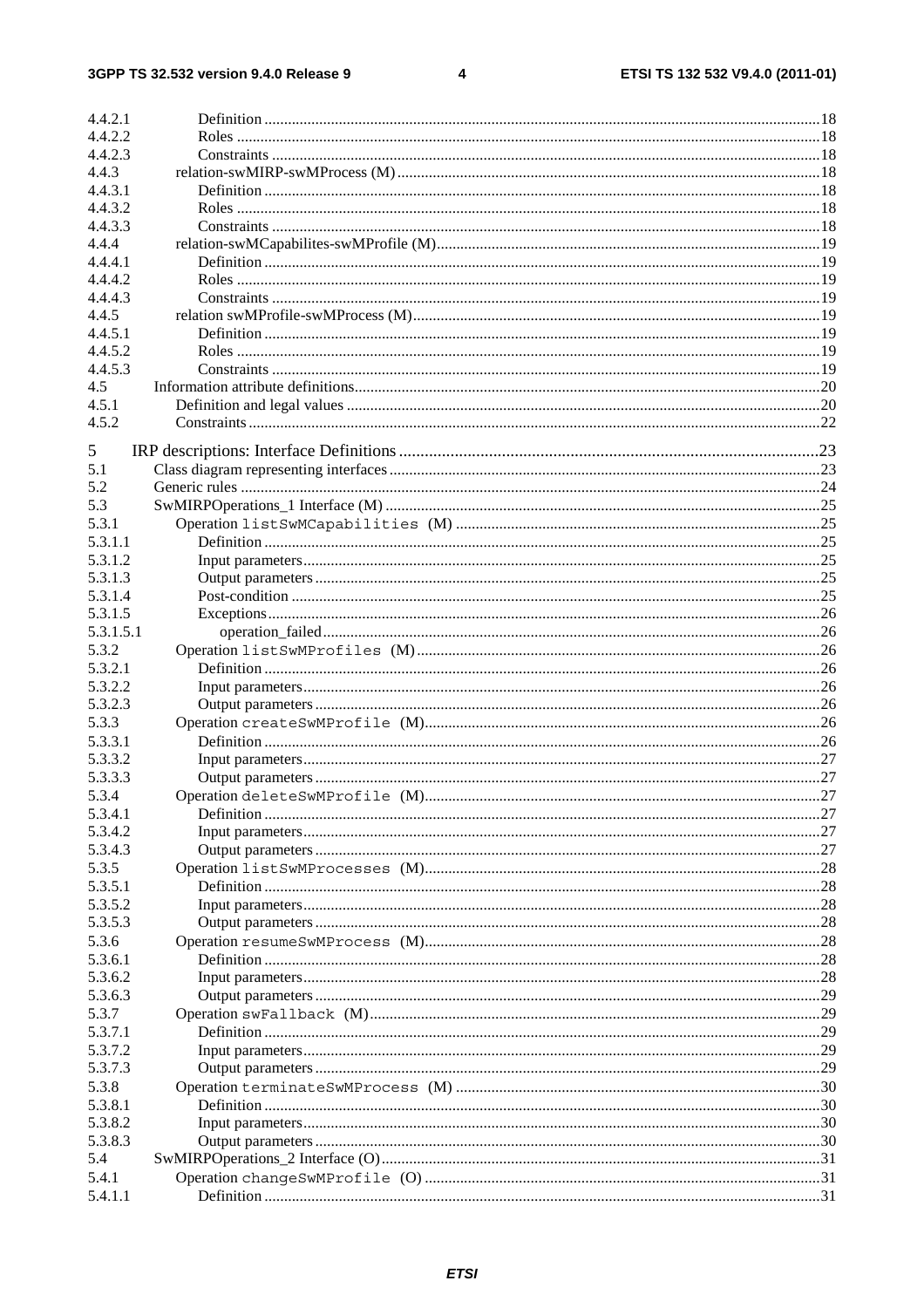4.4.2.1 Definition ....................................................................................................................................18
4.4.2.2 Roles ...........................................................................................................................................18
4.4.2.3 Constraints ..................................................................................................................................18
4.4.3 relation-swMIRP-swMProcess (M) .................................................................................................18
4.4.3.1 Definition ....................................................................................................................................18
4.4.3.2 Roles ...........................................................................................................................................18
4.4.3.3 Constraints ..................................................................................................................................18
4.4.4 relation-swMCapabilites-swMProfile (M).........................................................................................19
4.4.4.1 Definition ....................................................................................................................................19
4.4.4.2 Roles ...........................................................................................................................................19
4.4.4.3 Constraints ..................................................................................................................................19
4.4.5 relation swMProfile-swMProcess (M)...............................................................................................19
4.4.5.1 Definition ....................................................................................................................................19
4.4.5.2 Roles ...........................................................................................................................................19
4.4.5.3 Constraints ..................................................................................................................................19
4.5 Information attribute definitions..............................................................................................................20
4.5.1 Definition and legal values ................................................................................................................20
4.5.2 Constraints.........................................................................................................................................22

5 IRP descriptions: Interface Definitions .................................................................................23
5.1 Class diagram representing interfaces .....................................................................................................23
5.2 Generic rules ...........................................................................................................................................24
5.3 SwMIRPOperations_1 Interface (M) ......................................................................................................25
5.3.1 Operation listSwMCapabilities (M) .........................................................................................25
5.3.1.1 Definition ....................................................................................................................................25
5.3.1.2 Input parameters..........................................................................................................................25
5.3.1.3 Output parameters .......................................................................................................................25
5.3.1.4 Post-condition .............................................................................................................................25
5.3.1.5 Exceptions...................................................................................................................................26
5.3.1.5.1 operation_failed......................................................................................................................26
5.3.2 Operation listSwMProfiles (M)...................................................................................................26
5.3.2.1 Definition ....................................................................................................................................26
5.3.2.2 Input parameters..........................................................................................................................26
5.3.2.3 Output parameters .......................................................................................................................26
5.3.3 Operation createSwMProfile (M)................................................................................................26
5.3.3.1 Definition ....................................................................................................................................26
5.3.3.2 Input parameters..........................................................................................................................27
5.3.3.3 Output parameters .......................................................................................................................27
5.3.4 Operation deleteSwMProfile (M)................................................................................................27
5.3.4.1 Definition ....................................................................................................................................27
5.3.4.2 Input parameters..........................................................................................................................27
5.3.4.3 Output parameters .......................................................................................................................27
5.3.5 Operation listSwMProcesses (M)................................................................................................28
5.3.5.1 Definition ....................................................................................................................................28
5.3.5.2 Input parameters..........................................................................................................................28
5.3.5.3 Output parameters .......................................................................................................................28
5.3.6 Operation resumeSwMProcess (M)................................................................................................28
5.3.6.1 Definition ....................................................................................................................................28
5.3.6.2 Input parameters..........................................................................................................................28
5.3.6.3 Output parameters .......................................................................................................................29
5.3.7 Operation swFallback (M).............................................................................................................29
5.3.7.1 Definition ....................................................................................................................................29
5.3.7.2 Input parameters..........................................................................................................................29
5.3.7.3 Output parameters .......................................................................................................................29
5.3.8 Operation terminateSwMProcess (M) .........................................................................................30
5.3.8.1 Definition ....................................................................................................................................30
5.3.8.2 Input parameters..........................................................................................................................30
5.3.8.3 Output parameters .......................................................................................................................30
5.4 SwMIRPOperations_2 Interface (O).......................................................................................................31
5.4.1 Operation changeSwMProfile (O) .................................................................................................31
5.4.1.1 Definition ....................................................................................................................................31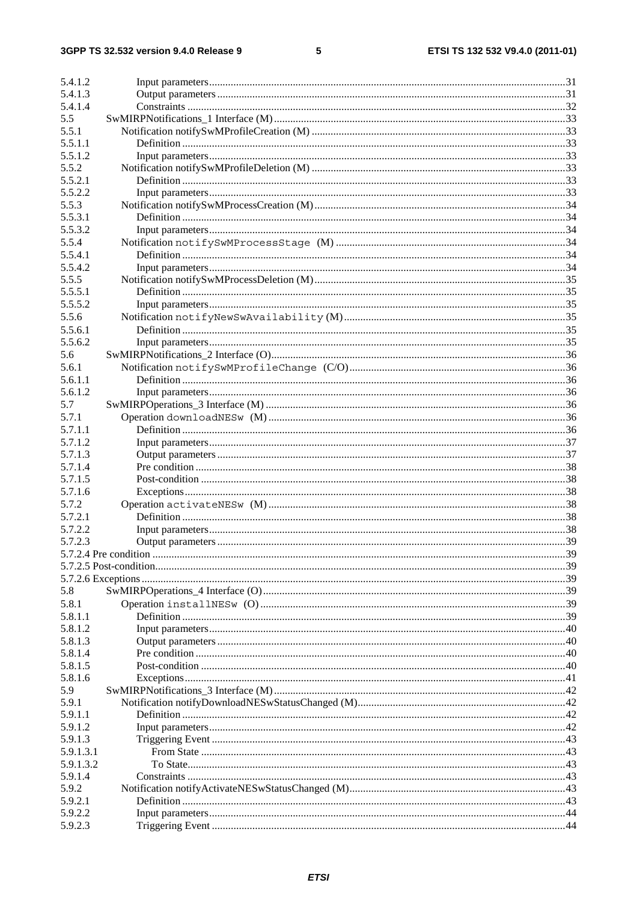5.4.1.2 Input parameters ... 31
5.4.1.3 Output parameters ... 31
5.4.1.4 Constraints ... 32
5.5 SwMIRPNotifications_1 Interface (M) ... 33
5.5.1 Notification notifySwMProfileCreation (M) ... 33
5.5.1.1 Definition ... 33
5.5.1.2 Input parameters ... 33
5.5.2 Notification notifySwMProfileDeletion (M) ... 33
5.5.2.1 Definition ... 33
5.5.2.2 Input parameters ... 33
5.5.3 Notification notifySwMProcessCreation (M) ... 34
5.5.3.1 Definition ... 34
5.5.3.2 Input parameters ... 34
5.5.4 Notification notifySwMProcessStage (M) ... 34
5.5.4.1 Definition ... 34
5.5.4.2 Input parameters ... 34
5.5.5 Notification notifySwMProcessDeletion (M) ... 35
5.5.5.1 Definition ... 35
5.5.5.2 Input parameters ... 35
5.5.6 Notification notifyNewSwAvailability (M) ... 35
5.5.6.1 Definition ... 35
5.5.6.2 Input parameters ... 35
5.6 SwMIRPNotifications_2 Interface (O) ... 36
5.6.1 Notification notifySwMProfileChange (C/O) ... 36
5.6.1.1 Definition ... 36
5.6.1.2 Input parameters ... 36
5.7 SwMIRPOperations_3 Interface (M) ... 36
5.7.1 Operation downloadNESw (M) ... 36
5.7.1.1 Definition ... 36
5.7.1.2 Input parameters ... 37
5.7.1.3 Output parameters ... 37
5.7.1.4 Pre condition ... 38
5.7.1.5 Post-condition ... 38
5.7.1.6 Exceptions ... 38
5.7.2 Operation activateNESw (M) ... 38
5.7.2.1 Definition ... 38
5.7.2.2 Input parameters ... 38
5.7.2.3 Output parameters ... 39
5.7.2.4 Pre condition ... 39
5.7.2.5 Post-condition ... 39
5.7.2.6 Exceptions ... 39
5.8 SwMIRPOperations_4 Interface (O) ... 39
5.8.1 Operation installNESw (O) ... 39
5.8.1.1 Definition ... 39
5.8.1.2 Input parameters ... 40
5.8.1.3 Output parameters ... 40
5.8.1.4 Pre condition ... 40
5.8.1.5 Post-condition ... 40
5.8.1.6 Exceptions ... 41
5.9 SwMIRPNotifications_3 Interface (M) ... 42
5.9.1 Notification notifyDownloadNESwStatusChanged (M) ... 42
5.9.1.1 Definition ... 42
5.9.1.2 Input parameters ... 42
5.9.1.3 Triggering Event ... 43
5.9.1.3.1 From State ... 43
5.9.1.3.2 To State ... 43
5.9.1.4 Constraints ... 43
5.9.2 Notification notifyActivateNESwStatusChanged (M) ... 43
5.9.2.1 Definition ... 43
5.9.2.2 Input parameters ... 44
5.9.2.3 Triggering Event ... 44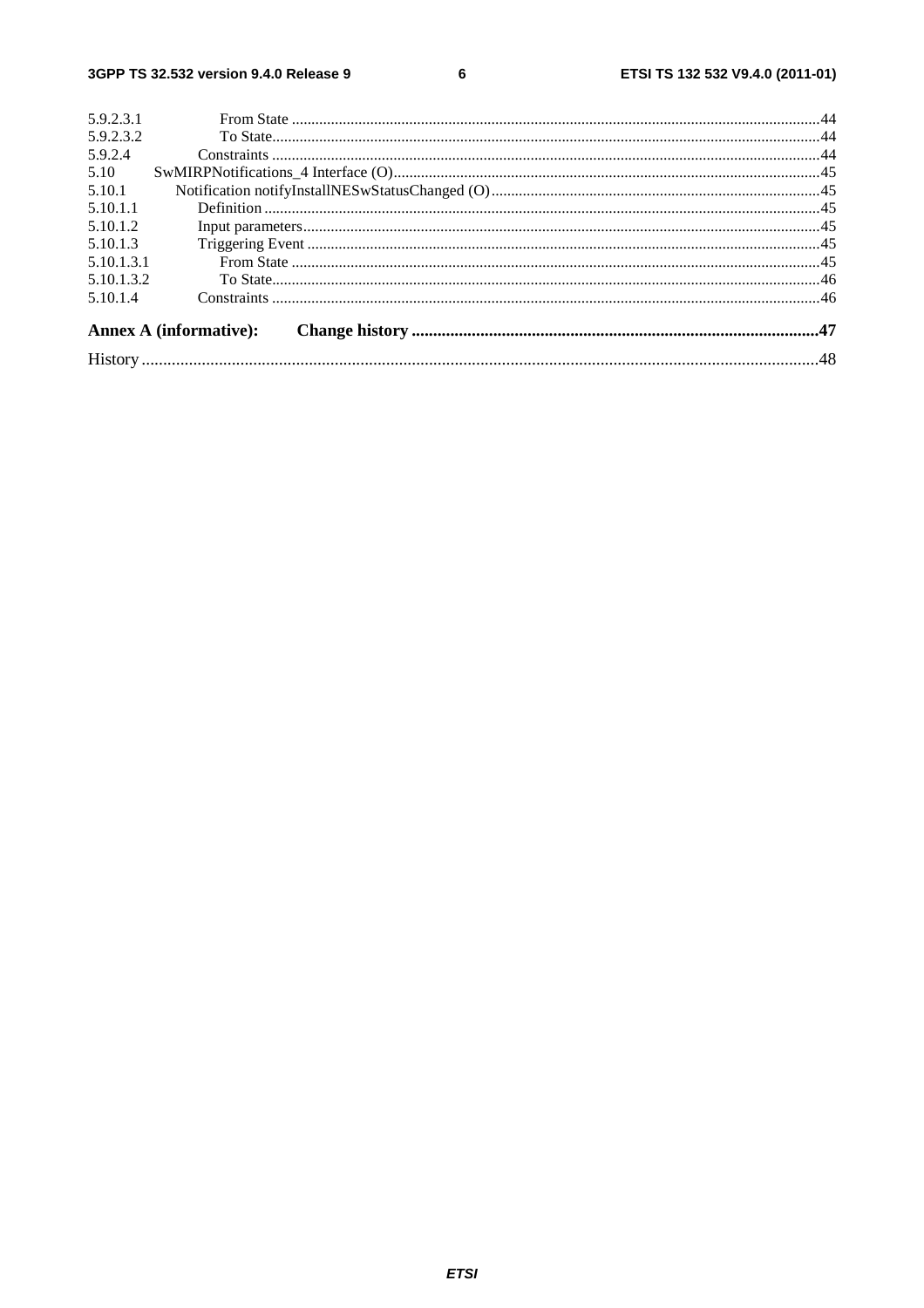5.9.2.3.1 From State ....................................................................................................................................44
5.9.2.3.2 To State.........................................................................................................................................44
5.9.2.4 Constraints ..........................................................................................................................................44
5.10 SwMIRPNotifications_4 Interface (O)..............................................................................................................45
5.10.1 Notification notifyInstallNESwStatusChanged (O)..........................................................................................45
5.10.1.1 Definition ...........................................................................................................................................45
5.10.1.2 Input parameters.................................................................................................................................45
5.10.1.3 Triggering Event ................................................................................................................................45
5.10.1.3.1 From State ....................................................................................................................................45
5.10.1.3.2 To State.........................................................................................................................................46
5.10.1.4 Constraints ..........................................................................................................................................46

**Annex A (informative): Change history** .............................................................................................47

History ............................................................................................................................................................48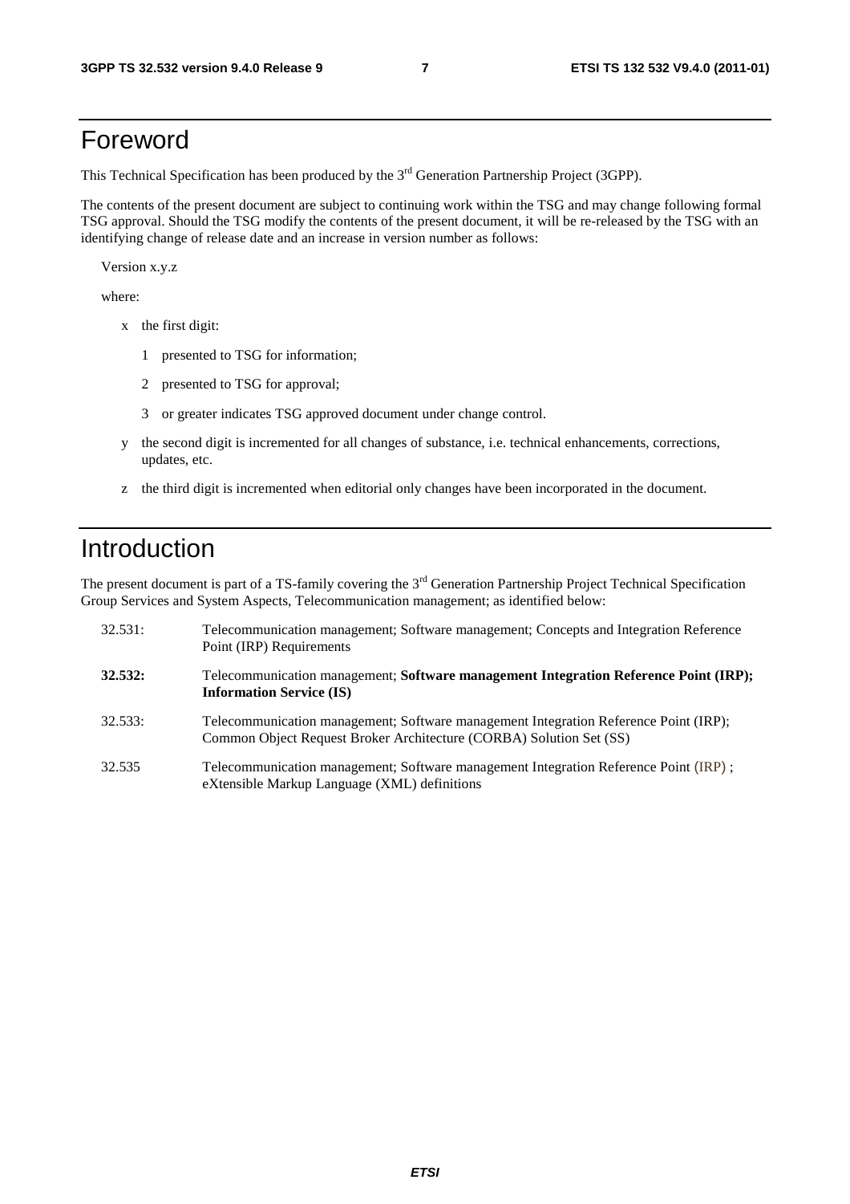# Foreword

This Technical Specification has been produced by the 3rd Generation Partnership Project (3GPP).

The contents of the present document are subject to continuing work within the TSG and may change following formal TSG approval. Should the TSG modify the contents of the present document, it will be re-released by the TSG with an identifying change of release date and an increase in version number as follows:

Version x.y.z

where:

- x the first digit:
  - 1 presented to TSG for information;
  - 2 presented to TSG for approval;
  - 3 or greater indicates TSG approved document under change control.
- y the second digit is incremented for all changes of substance, i.e. technical enhancements, corrections, updates, etc.
- z the third digit is incremented when editorial only changes have been incorporated in the document.

# Introduction

The present document is part of a TS-family covering the 3rd Generation Partnership Project Technical Specification Group Services and System Aspects, Telecommunication management; as identified below:

| | |
|---|---|
| 32.531: | Telecommunication management; Software management; Concepts and Integration Reference Point (IRP) Requirements |
| **32.532:** | Telecommunication management; **Software management Integration Reference Point (IRP); Information Service (IS)** |
| 32.533: | Telecommunication management; Software management Integration Reference Point (IRP); Common Object Request Broker Architecture (CORBA) Solution Set (SS) |
| 32.535 | Telecommunication management; Software management Integration Reference Point (IRP) ; eXtensible Markup Language (XML) definitions |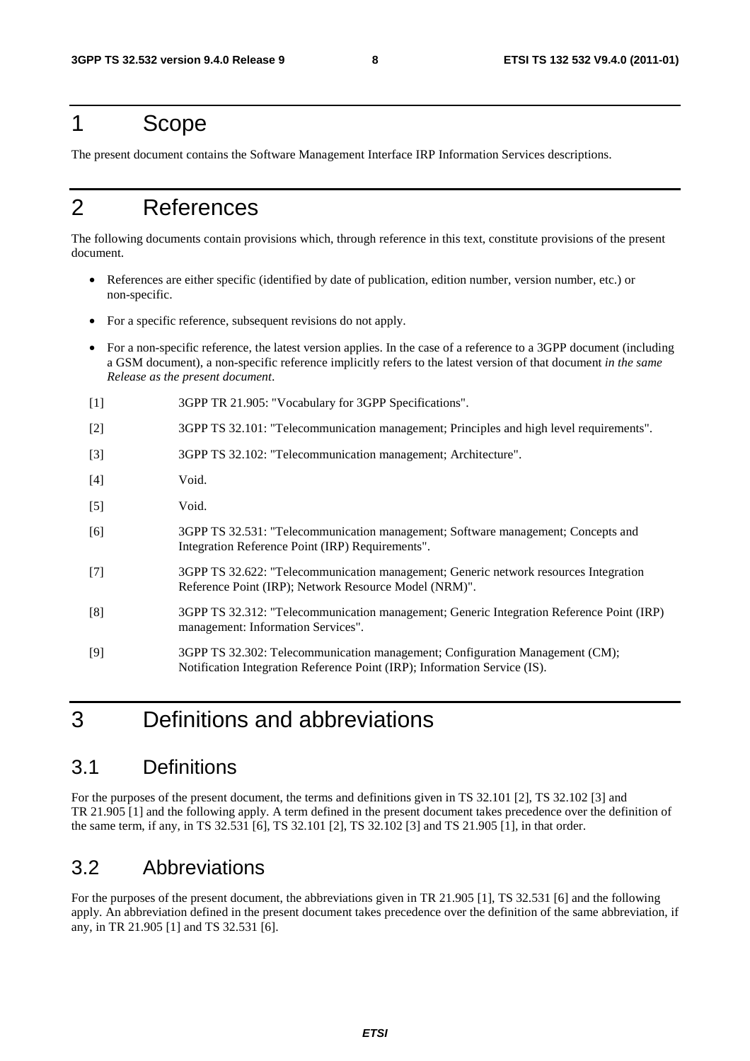# 1 Scope

The present document contains the Software Management Interface IRP Information Services descriptions.

# 2 References

The following documents contain provisions which, through reference in this text, constitute provisions of the present document.

- References are either specific (identified by date of publication, edition number, version number, etc.) or non-specific.
- For a specific reference, subsequent revisions do not apply.
- For a non-specific reference, the latest version applies. In the case of a reference to a 3GPP document (including a GSM document), a non-specific reference implicitly refers to the latest version of that document *in the same Release as the present document*.

[1] 3GPP TR 21.905: "Vocabulary for 3GPP Specifications".

[2] 3GPP TS 32.101: "Telecommunication management; Principles and high level requirements".

[3] 3GPP TS 32.102: "Telecommunication management; Architecture".

[4] Void.

[5] Void.

[6] 3GPP TS 32.531: "Telecommunication management; Software management; Concepts and Integration Reference Point (IRP) Requirements".

[7] 3GPP TS 32.622: "Telecommunication management; Generic network resources Integration Reference Point (IRP); Network Resource Model (NRM)".

[8] 3GPP TS 32.312: "Telecommunication management; Generic Integration Reference Point (IRP) management: Information Services".

[9] 3GPP TS 32.302: Telecommunication management; Configuration Management (CM); Notification Integration Reference Point (IRP); Information Service (IS).

# 3 Definitions and abbreviations

## 3.1 Definitions

For the purposes of the present document, the terms and definitions given in TS 32.101 [2], TS 32.102 [3] and TR 21.905 [1] and the following apply. A term defined in the present document takes precedence over the definition of the same term, if any, in TS 32.531 [6], TS 32.101 [2], TS 32.102 [3] and TS 21.905 [1], in that order.

## 3.2 Abbreviations

For the purposes of the present document, the abbreviations given in TR 21.905 [1], TS 32.531 [6] and the following apply. An abbreviation defined in the present document takes precedence over the definition of the same abbreviation, if any, in TR 21.905 [1] and TS 32.531 [6].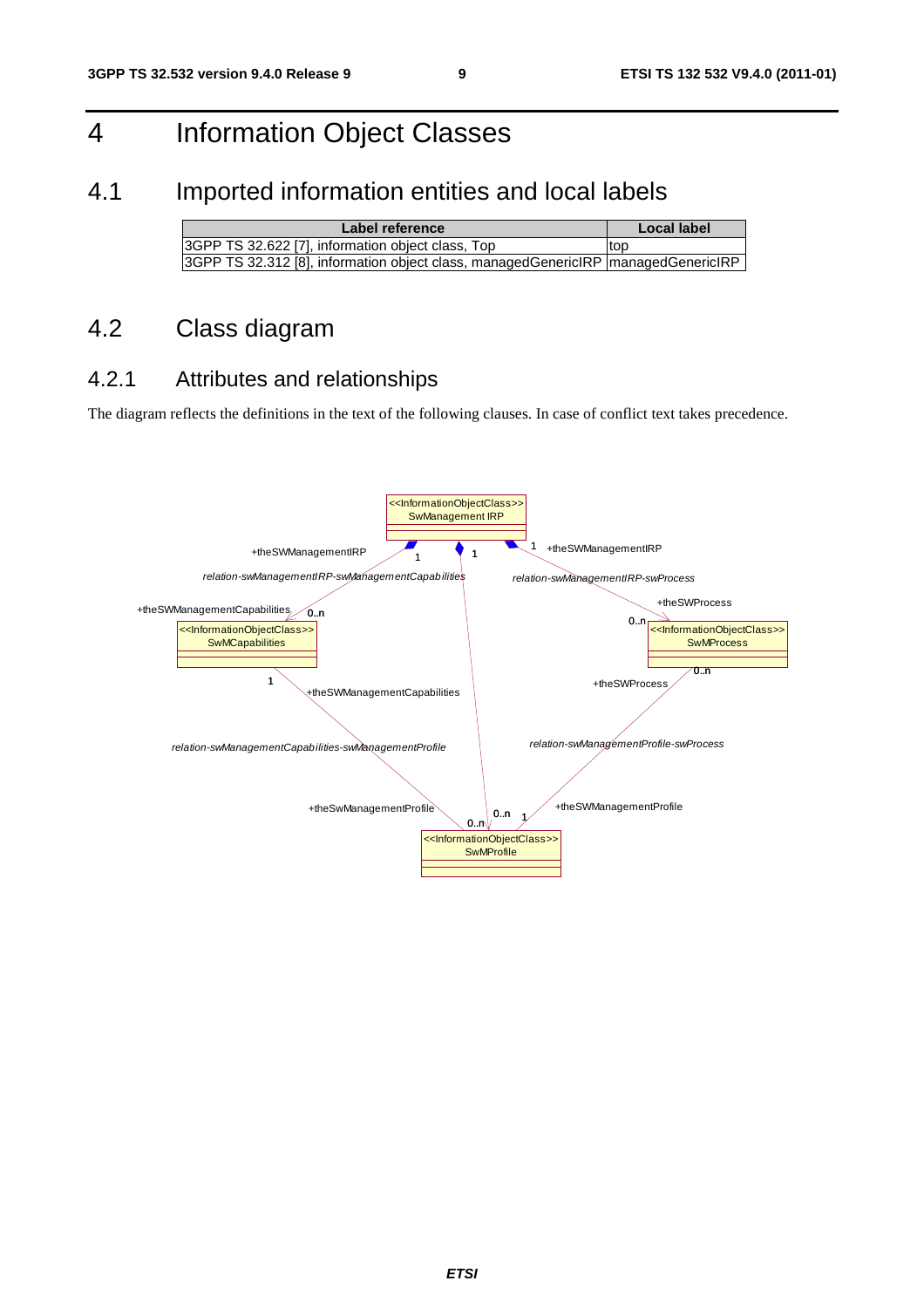# 4 Information Object Classes

## 4.1 Imported information entities and local labels

| Label reference | Local label |
|---|---|
| 3GPP TS 32.622 [7], information object class, Top | top |
| 3GPP TS 32.312 [8], information object class, managedGenericIRP | managedGenericIRP |

## 4.2 Class diagram

### 4.2.1 Attributes and relationships

The diagram reflects the definitions in the text of the following clauses. In case of conflict text takes precedence.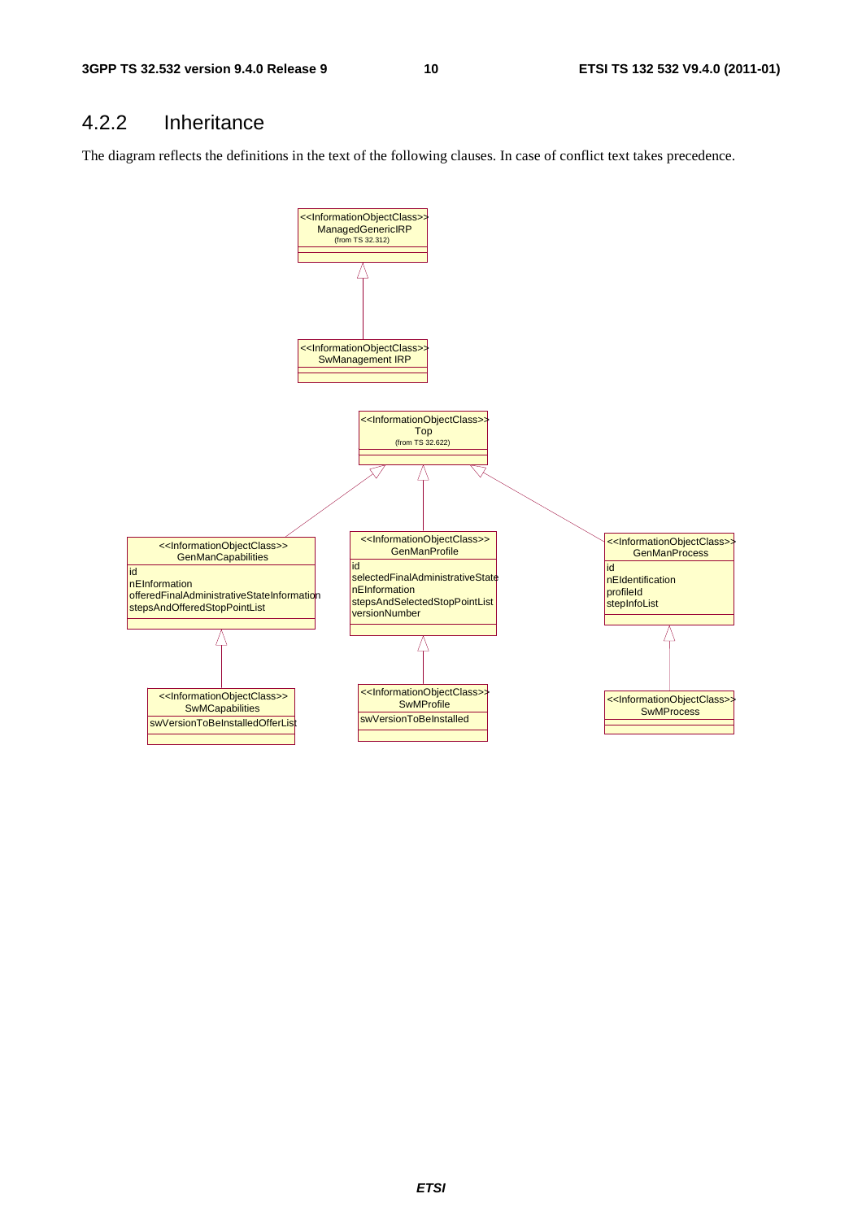## 4.2.2 Inheritance

The diagram reflects the definitions in the text of the following clauses. In case of conflict text takes precedence.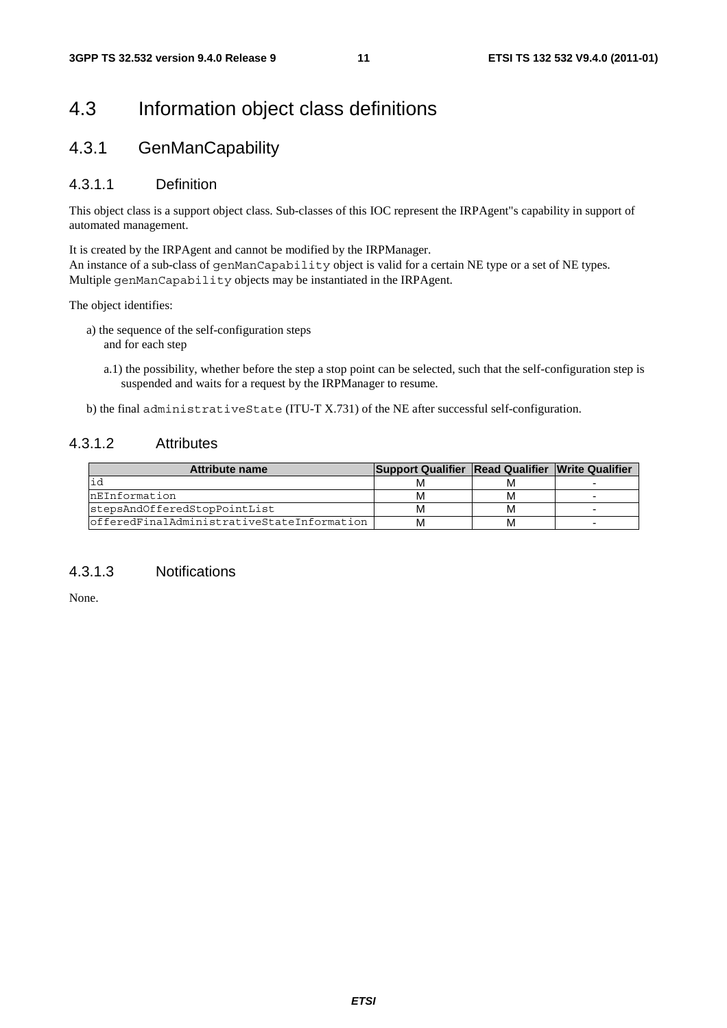# 4.3 Information object class definitions

## 4.3.1 GenManCapability

### 4.3.1.1 Definition

This object class is a support object class. Sub-classes of this IOC represent the IRPAgent"s capability in support of automated management.

It is created by the IRPAgent and cannot be modified by the IRPManager.
An instance of a sub-class of `genManCapability` object is valid for a certain NE type or a set of NE types.
Multiple `genManCapability` objects may be instantiated in the IRPAgent.

The object identifies:

a) the sequence of the self-configuration steps
   and for each step

   a.1) the possibility, whether before the step a stop point can be selected, such that the self-configuration step is suspended and waits for a request by the IRPManager to resume.

b) the final `administrativeState` (ITU-T X.731) of the NE after successful self-configuration.

### 4.3.1.2 Attributes

| Attribute name | Support Qualifier | Read Qualifier | Write Qualifier |
| --- | --- | --- | --- |
| id | M | M | - |
| nEInformation | M | M | - |
| stepsAndOfferedStopPointList | M | M | - |
| offeredFinalAdministrativeStateInformation | M | M | - |

### 4.3.1.3 Notifications

None.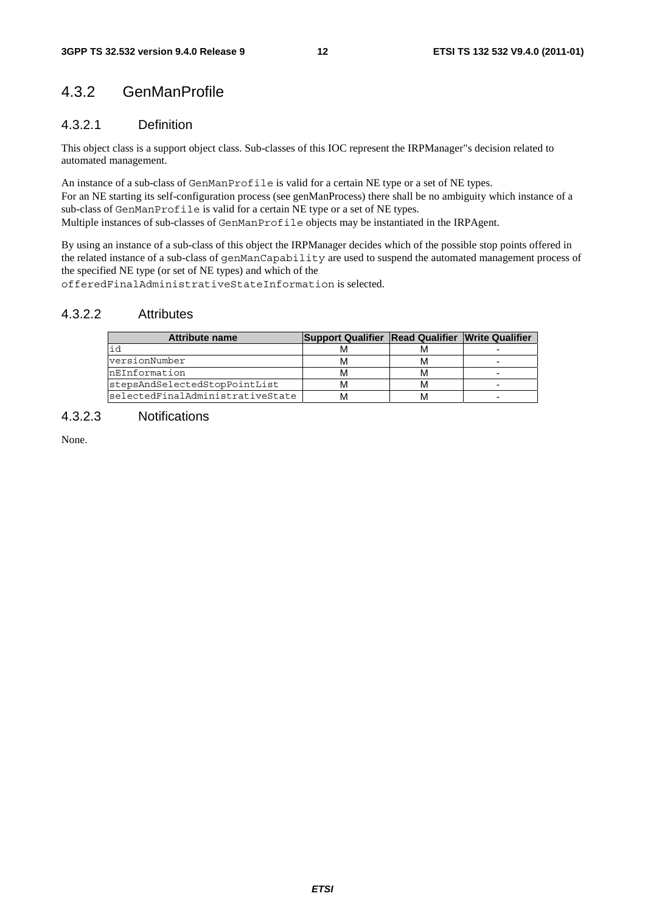## 4.3.2 GenManProfile

### 4.3.2.1 Definition

This object class is a support object class. Sub-classes of this IOC represent the IRPManager"s decision related to automated management.

An instance of a sub-class of `GenManProfile` is valid for a certain NE type or a set of NE types.
For an NE starting its self-configuration process (see genManProcess) there shall be no ambiguity which instance of a sub-class of `GenManProfile` is valid for a certain NE type or a set of NE types.
Multiple instances of sub-classes of `GenManProfile` objects may be instantiated in the IRPAgent.

By using an instance of a sub-class of this object the IRPManager decides which of the possible stop points offered in the related instance of a sub-class of `genManCapability` are used to suspend the automated management process of the specified NE type (or set of NE types) and which of the `offeredFinalAdministrativeStateInformation` is selected.

### 4.3.2.2 Attributes

| Attribute name | Support Qualifier | Read Qualifier | Write Qualifier |
|---|---|---|---|
| id | M | M | - |
| versionNumber | M | M | - |
| nEInformation | M | M | - |
| stepsAndSelectedStopPointList | M | M | - |
| selectedFinalAdministrativeState | M | M | - |

### 4.3.2.3 Notifications

None.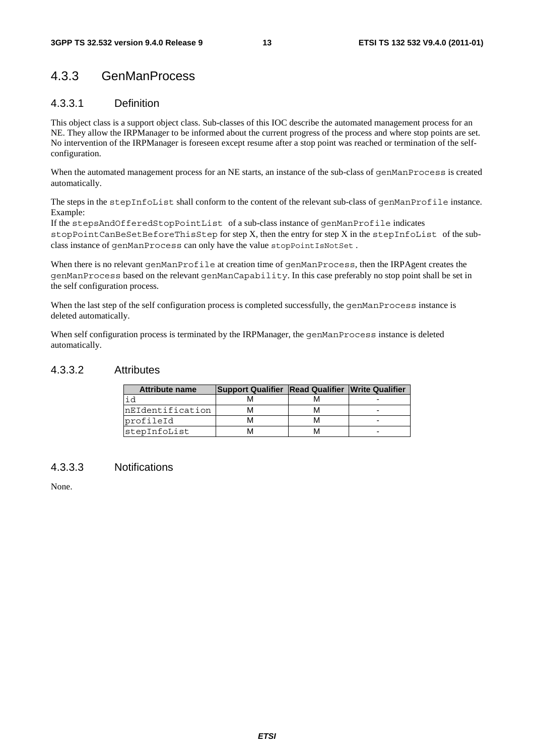## 4.3.3 GenManProcess

### 4.3.3.1 Definition

This object class is a support object class. Sub-classes of this IOC describe the automated management process for an NE. They allow the IRPManager to be informed about the current progress of the process and where stop points are set. No intervention of the IRPManager is foreseen except resume after a stop point was reached or termination of the self-configuration.

When the automated management process for an NE starts, an instance of the sub-class of genManProcess is created automatically.

The steps in the stepInfoList shall conform to the content of the relevant sub-class of genManProfile instance. Example:
If the stepsAndOfferedStopPointList of a sub-class instance of genManProfile indicates stopPointCanBeSetBeforeThisStep for step X, then the entry for step X in the stepInfoList of the sub-class instance of genManProcess can only have the value stopPointIsNotSet .

When there is no relevant genManProfile at creation time of genManProcess, then the IRPAgent creates the genManProcess based on the relevant genManCapability. In this case preferably no stop point shall be set in the self configuration process.

When the last step of the self configuration process is completed successfully, the genManProcess instance is deleted automatically.

When self configuration process is terminated by the IRPManager, the genManProcess instance is deleted automatically.

### 4.3.3.2 Attributes

| Attribute name | Support Qualifier | Read Qualifier | Write Qualifier |
|---|---|---|---|
| id | M | M | - |
| nEIdentification | M | M | - |
| profileId | M | M | - |
| stepInfoList | M | M | - |

### 4.3.3.3 Notifications

None.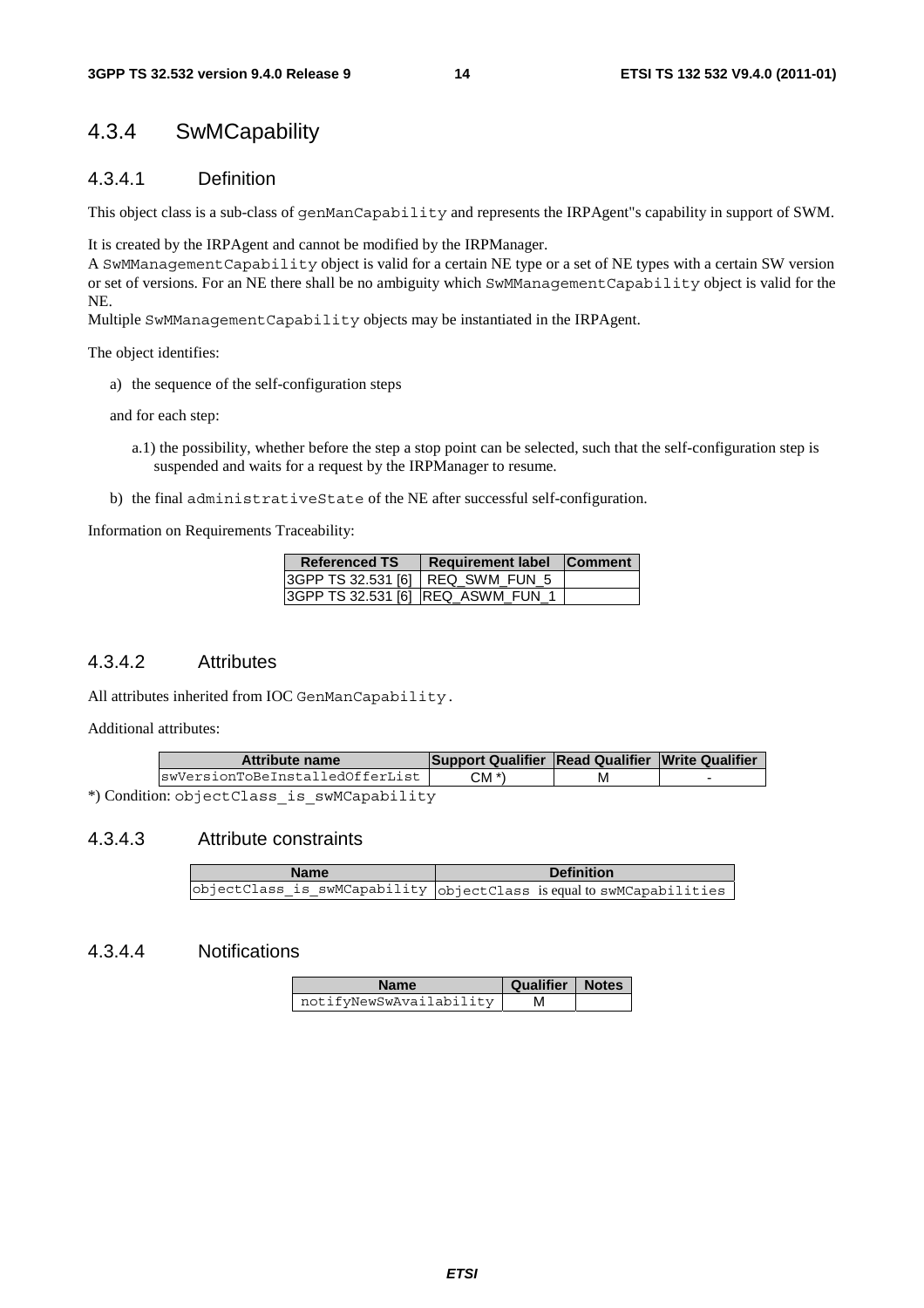### 4.3.4 SwMCapability

#### 4.3.4.1 Definition

This object class is a sub-class of `genManCapability` and represents the IRPAgent''s capability in support of SWM.

It is created by the IRPAgent and cannot be modified by the IRPManager.
A `SwMManagementCapability` object is valid for a certain NE type or a set of NE types with a certain SW version or set of versions. For an NE there shall be no ambiguity which `SwMManagementCapability` object is valid for the NE.
Multiple `SwMManagementCapability` objects may be instantiated in the IRPAgent.

The object identifies:

a) the sequence of the self-configuration steps

and for each step:

a.1) the possibility, whether before the step a stop point can be selected, such that the self-configuration step is suspended and waits for a request by the IRPManager to resume.

b) the final `administrativeState` of the NE after successful self-configuration.

Information on Requirements Traceability:

| Referenced TS | Requirement label | Comment |
|---|---|---|
| 3GPP TS 32.531 [6] | REQ_SWM_FUN_5 | |
| 3GPP TS 32.531 [6] | REQ_ASWM_FUN_1 | |

#### 4.3.4.2 Attributes

All attributes inherited from IOC `GenManCapability`.

Additional attributes:

| Attribute name | Support Qualifier | Read Qualifier | Write Qualifier |
|---|---|---|---|
| swVersionToBeInstalledOfferList | CM *) | M | - |

*) Condition: `objectClass_is_swMCapability`

#### 4.3.4.3 Attribute constraints

| Name | Definition |
|---|---|
| objectClass_is_swMCapability | `objectClass` is equal to `swMCapabilities` |

#### 4.3.4.4 Notifications

| Name | Qualifier | Notes |
|---|---|---|
| notifyNewSwAvailability | M | |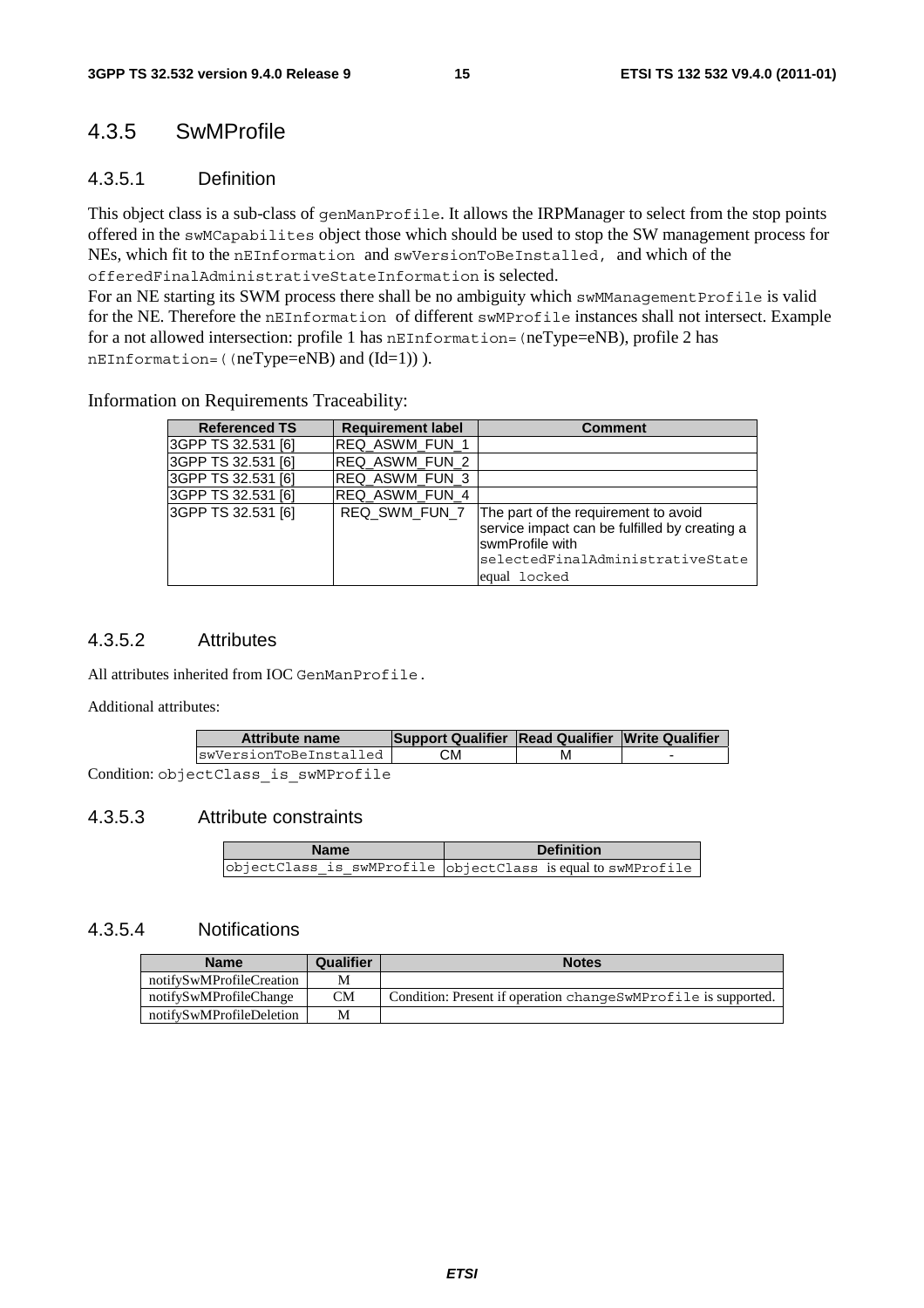## 4.3.5 SwMProfile

### 4.3.5.1 Definition

This object class is a sub-class of genManProfile. It allows the IRPManager to select from the stop points offered in the swMCapabilites object those which should be used to stop the SW management process for NEs, which fit to the nEInformation and swVersionToBeInstalled, and which of the offeredFinalAdministrativeStateInformation is selected.
For an NE starting its SWM process there shall be no ambiguity which swMManagementProfile is valid for the NE. Therefore the nEInformation of different swMProfile instances shall not intersect. Example for a not allowed intersection: profile 1 has nEInformation=(neType=eNB), profile 2 has nEInformation=((neType=eNB) and (Id=1)) ).

Information on Requirements Traceability:

| Referenced TS | Requirement label | Comment |
|---|---|---|
| 3GPP TS 32.531 [6] | REQ_ASWM_FUN_1 | |
| 3GPP TS 32.531 [6] | REQ_ASWM_FUN_2 | |
| 3GPP TS 32.531 [6] | REQ_ASWM_FUN_3 | |
| 3GPP TS 32.531 [6] | REQ_ASWM_FUN_4 | |
| 3GPP TS 32.531 [6] | REQ_SWM_FUN_7 | The part of the requirement to avoid service impact can be fulfilled by creating a swmProfile with selectedFinalAdministrativeState equal locked |

### 4.3.5.2 Attributes

All attributes inherited from IOC GenManProfile.

Additional attributes:

| Attribute name | Support Qualifier | Read Qualifier | Write Qualifier |
|---|---|---|---|
| swVersionToBeInstalled | CM | M | - |

Condition: objectClass_is_swMProfile

### 4.3.5.3 Attribute constraints

| Name | Definition |
|---|---|
| objectClass_is_swMProfile | objectClass is equal to swMProfile |

### 4.3.5.4 Notifications

| Name | Qualifier | Notes |
|---|---|---|
| notifySwMProfileCreation | M | |
| notifySwMProfileChange | CM | Condition: Present if operation changeSwMProfile is supported. |
| notifySwMProfileDeletion | M | |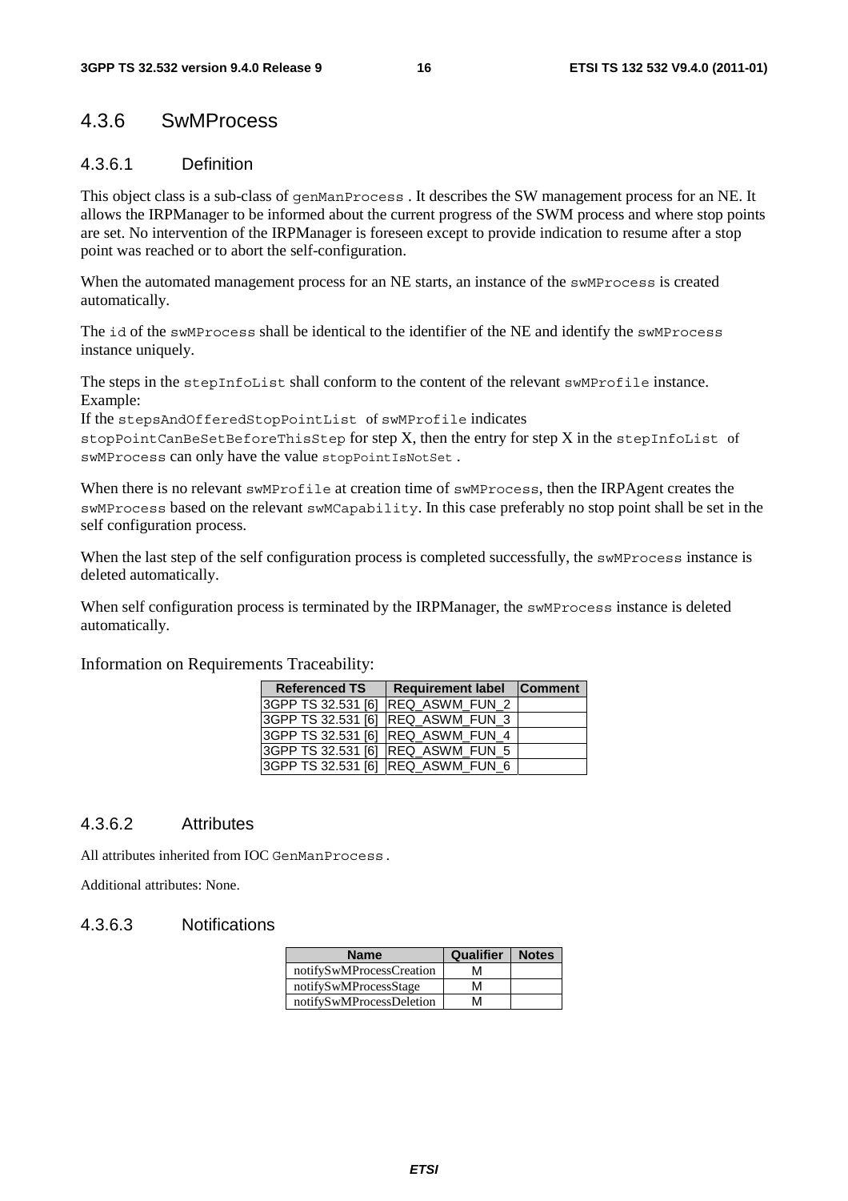## 4.3.6 SwMProcess

### 4.3.6.1 Definition

This object class is a sub-class of genManProcess . It describes the SW management process for an NE. It allows the IRPManager to be informed about the current progress of the SWM process and where stop points are set. No intervention of the IRPManager is foreseen except to provide indication to resume after a stop point was reached or to abort the self-configuration.

When the automated management process for an NE starts, an instance of the swMProcess is created automatically.

The id of the swMProcess shall be identical to the identifier of the NE and identify the swMProcess instance uniquely.

The steps in the stepInfoList shall conform to the content of the relevant swMProfile instance.
Example:
If the stepsAndOfferedStopPointList of swMProfile indicates stopPointCanBeSetBeforeThisStep for step X, then the entry for step X in the stepInfoList of swMProcess can only have the value stopPointIsNotSet .

When there is no relevant swMProfile at creation time of swMProcess, then the IRPAgent creates the swMProcess based on the relevant swMCapability. In this case preferably no stop point shall be set in the self configuration process.

When the last step of the self configuration process is completed successfully, the swMProcess instance is deleted automatically.

When self configuration process is terminated by the IRPManager, the swMProcess instance is deleted automatically.

Information on Requirements Traceability:

| Referenced TS | Requirement label | Comment |
|---|---|---|
| 3GPP TS 32.531 [6] | REQ_ASWM_FUN_2 | |
| 3GPP TS 32.531 [6] | REQ_ASWM_FUN_3 | |
| 3GPP TS 32.531 [6] | REQ_ASWM_FUN_4 | |
| 3GPP TS 32.531 [6] | REQ_ASWM_FUN_5 | |
| 3GPP TS 32.531 [6] | REQ_ASWM_FUN_6 | |

### 4.3.6.2 Attributes

All attributes inherited from IOC GenManProcess .

Additional attributes: None.

### 4.3.6.3 Notifications

| Name | Qualifier | Notes |
|---|---|---|
| notifySwMProcessCreation | M | |
| notifySwMProcessStage | M | |
| notifySwMProcessDeletion | M | |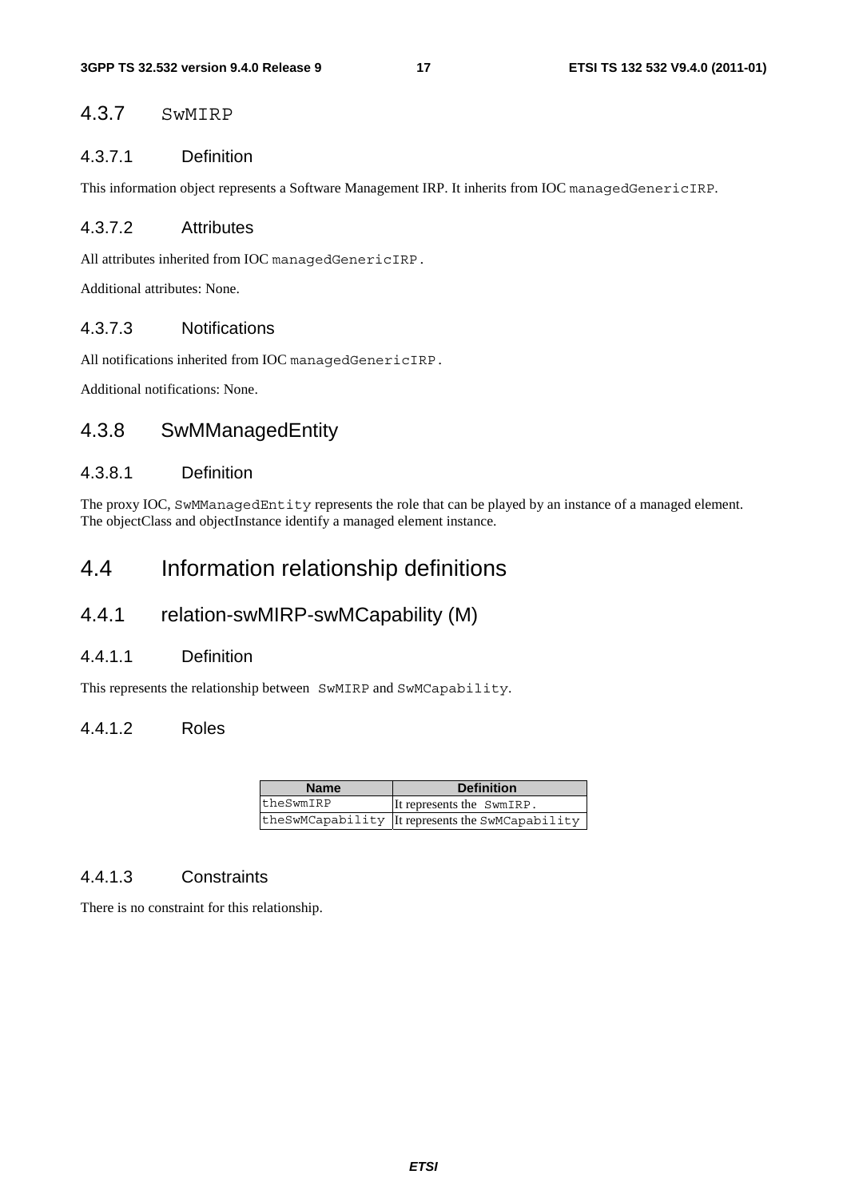### 4.3.7 SwMIRP

#### 4.3.7.1 Definition

This information object represents a Software Management IRP. It inherits from IOC managedGenericIRP.

#### 4.3.7.2 Attributes

All attributes inherited from IOC managedGenericIRP.

Additional attributes: None.

#### 4.3.7.3 Notifications

All notifications inherited from IOC managedGenericIRP.

Additional notifications: None.

### 4.3.8 SwMManagedEntity

#### 4.3.8.1 Definition

The proxy IOC, SwMManagedEntity represents the role that can be played by an instance of a managed element. The objectClass and objectInstance identify a managed element instance.

## 4.4 Information relationship definitions

### 4.4.1 relation-swMIRP-swMCapability (M)

#### 4.4.1.1 Definition

This represents the relationship between SwMIRP and SwMCapability.

#### 4.4.1.2 Roles

| Name | Definition |
|---|---|
| theSwmIRP | It represents the SwmIRP. |
| theSwMCapability | It represents the SwMCapability |

#### 4.4.1.3 Constraints

There is no constraint for this relationship.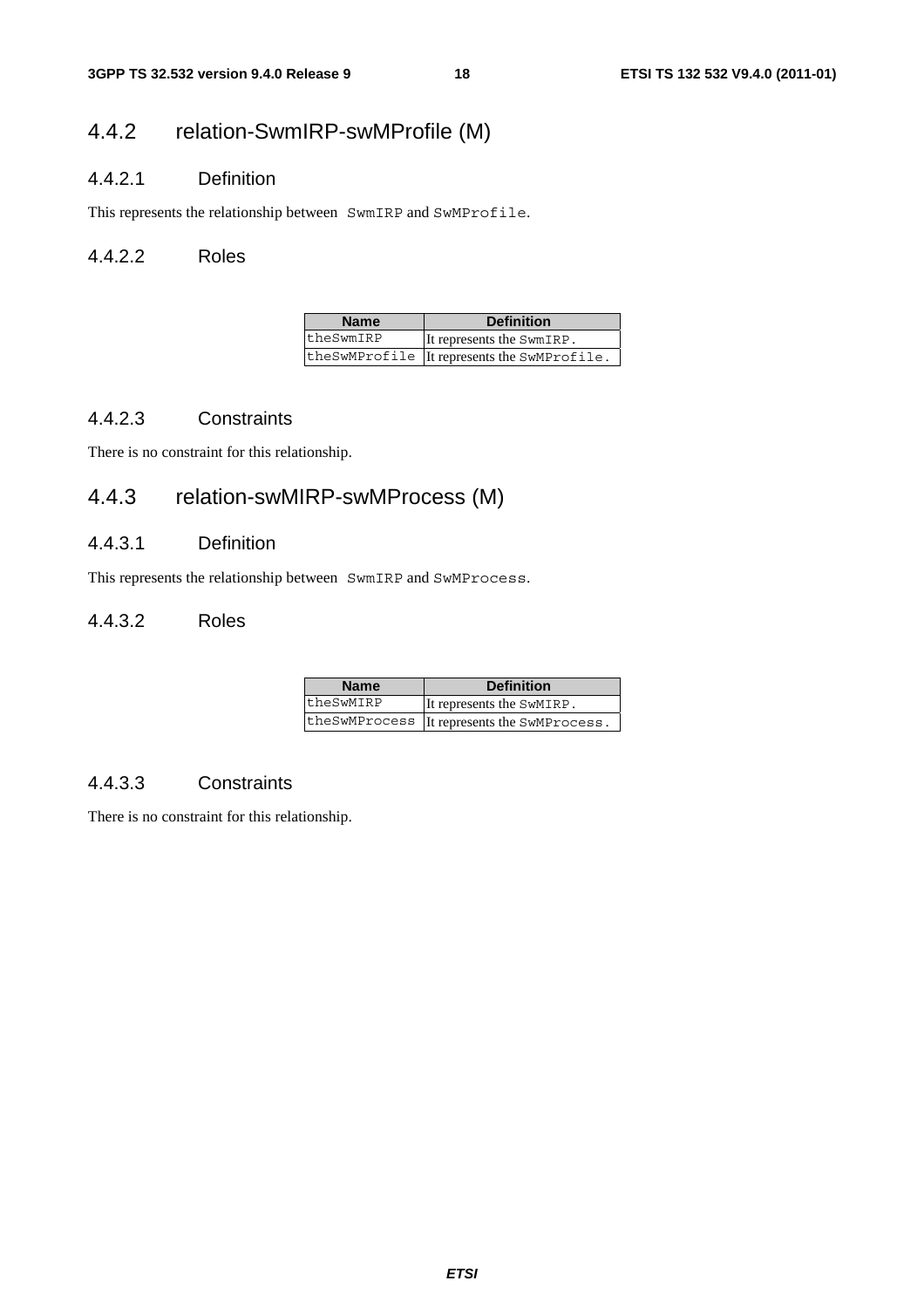### 4.4.2 relation-SwmIRP-swMProfile (M)

#### 4.4.2.1 Definition

This represents the relationship between `SwmIRP` and `SwMProfile`.

#### 4.4.2.2 Roles

| Name | Definition |
| --- | --- |
| `theSwmIRP` | It represents the `SwmIRP`. |
| `theSwMProfile` | It represents the `SwMProfile`. |

#### 4.4.2.3 Constraints

There is no constraint for this relationship.

### 4.4.3 relation-swMIRP-swMProcess (M)

#### 4.4.3.1 Definition

This represents the relationship between `SwmIRP` and `SwMProcess`.

#### 4.4.3.2 Roles

| Name | Definition |
| --- | --- |
| `theSwMIRP` | It represents the `SwMIRP`. |
| `theSwMProcess` | It represents the `SwMProcess`. |

#### 4.4.3.3 Constraints

There is no constraint for this relationship.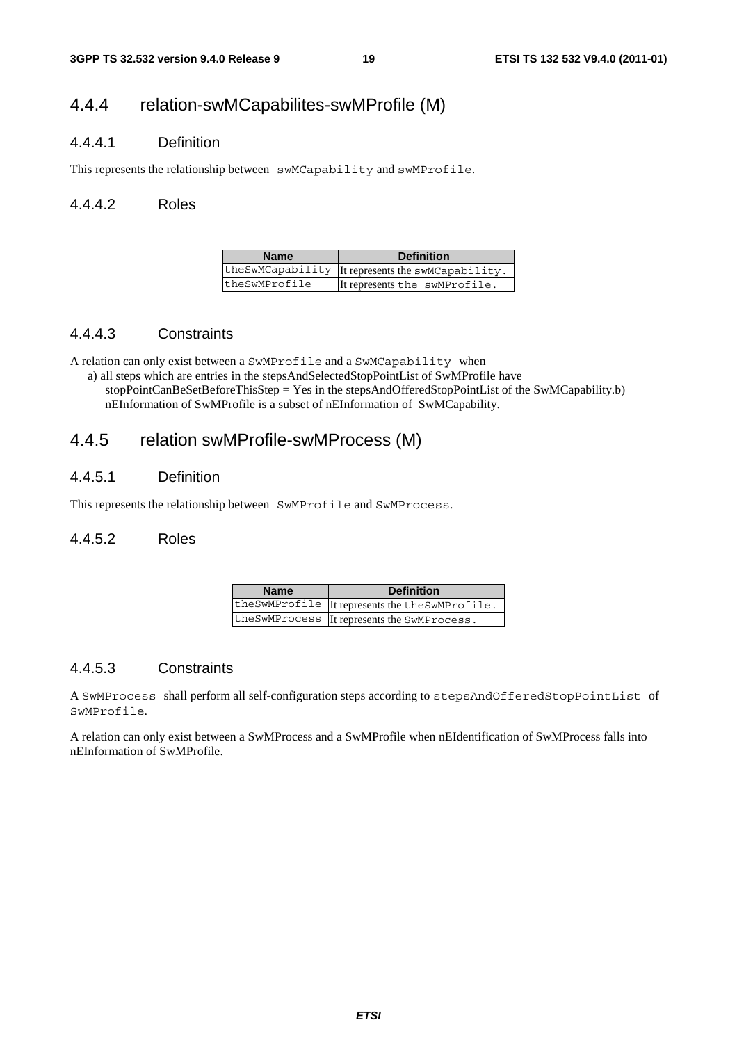## 4.4.4 relation-swMCapabilites-swMProfile (M)

### 4.4.4.1 Definition

This represents the relationship between `swMCapability` and `swMProfile`.

### 4.4.4.2 Roles

| Name | Definition |
|---|---|
| theSwMCapability | It represents the swMCapability. |
| theSwMProfile | It represents the swMProfile. |

### 4.4.4.3 Constraints

A relation can only exist between a `SwMProfile` and a `SwMCapability` when

a) all steps which are entries in the stepsAndSelectedStopPointList of SwMProfile have stopPointCanBeSetBeforeThisStep = Yes in the stepsAndOfferedStopPointList of the SwMCapability.b) nEInformation of SwMProfile is a subset of nEInformation of SwMCapability.

## 4.4.5 relation swMProfile-swMProcess (M)

### 4.4.5.1 Definition

This represents the relationship between `SwMProfile` and `SwMProcess`.

### 4.4.5.2 Roles

| Name | Definition |
|---|---|
| theSwMProfile | It represents the theSwMProfile. |
| theSwMProcess | It represents the SwMProcess. |

### 4.4.5.3 Constraints

A `SwMProcess` shall perform all self-configuration steps according to `stepsAndOfferedStopPointList` of `SwMProfile`.

A relation can only exist between a SwMProcess and a SwMProfile when nEIdentification of SwMProcess falls into nEInformation of SwMProfile.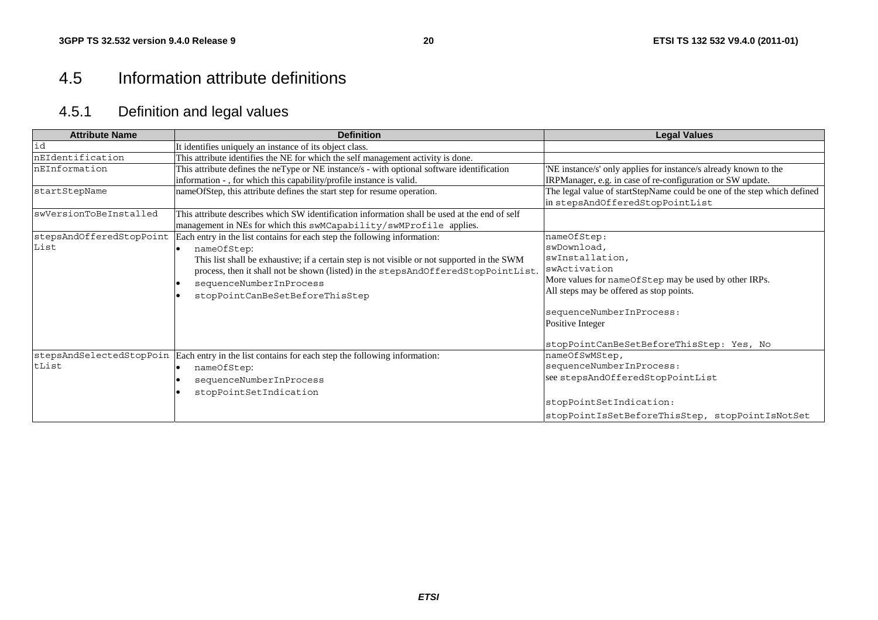## 4.5 Information attribute definitions

### 4.5.1 Definition and legal values

| Attribute Name | Definition | Legal Values |
|---|---|---|
| id | It identifies uniquely an instance of its object class. | |
| nEIdentification | This attribute identifies the NE for which the self management activity is done. | |
| nEInformation | This attribute defines the neType or NE instance/s - with optional software identification information - , for which this capability/profile instance is valid. | 'NE instance/s' only applies for instance/s already known to the IRPManager, e.g. in case of re-configuration or SW update. |
| startStepName | nameOfStep, this attribute defines the start step for resume operation. | The legal value of startStepName could be one of the step which defined in stepsAndOfferedStopPointList |
| swVersionToBeInstalled | This attribute describes which SW identification information shall be used at the end of self management in NEs for which this swMCapability/swMProfile applies. | |
| stepsAndOfferedStopPointList | Each entry in the list contains for each step the following information:<br>• nameOfStep:<br>This list shall be exhaustive; if a certain step is not visible or not supported in the SWM process, then it shall not be shown (listed) in the stepsAndOfferedStopPointList.<br>• sequenceNumberInProcess<br>• stopPointCanBeSetBeforeThisStep | nameOfStep:<br>swDownload,<br>swInstallation,<br>swActivation<br>More values for nameOfStep may be used by other IRPs.<br>All steps may be offered as stop points.<br><br>sequenceNumberInProcess:<br>Positive Integer<br><br>stopPointCanBeSetBeforeThisStep: Yes, No |
| stepsAndSelectedStopPointList | Each entry in the list contains for each step the following information:<br>• nameOfStep:<br>• sequenceNumberInProcess<br>• stopPointSetIndication | nameOfSwMStep,<br>sequenceNumberInProcess:<br>see stepsAndOfferedStopPointList<br><br>stopPointSetIndication:<br>stopPointIsSetBeforeThisStep, stopPointIsNotSet |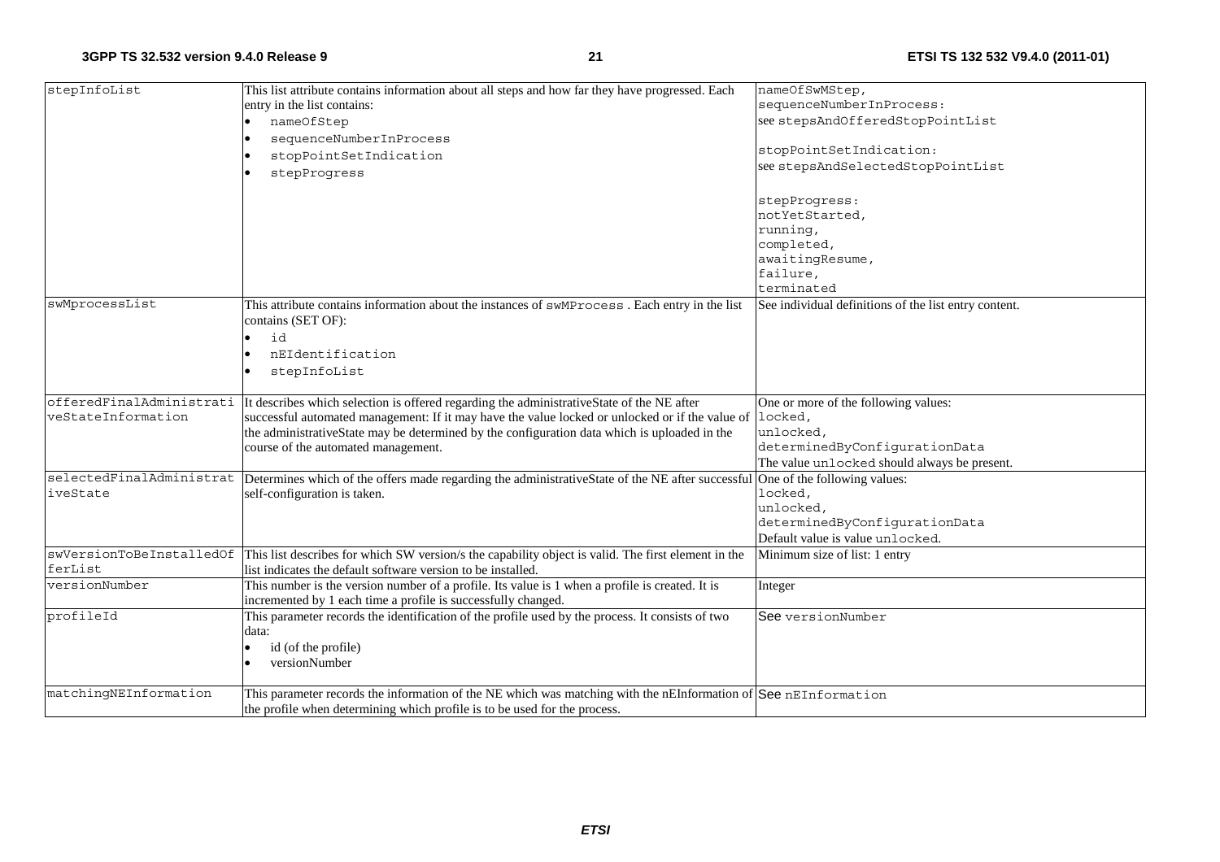| stepInfoList | This list attribute contains information about all steps and how far they have progressed. Each entry in the list contains:<br>• nameOfStep<br>• sequenceNumberInProcess<br>• stopPointSetIndication<br>• stepProgress | nameOfSwMStep,<br>sequenceNumberInProcess:<br>see stepsAndOfferedStopPointList<br><br>stopPointSetIndication:<br>see stepsAndSelectedStopPointList<br><br>stepProgress:<br>notYetStarted,<br>running,<br>completed,<br>awaitingResume,<br>failure,<br>terminated |
|---|---|---|
| swMprocessList | This attribute contains information about the instances of swMProcess . Each entry in the list contains (SET OF):<br>• id<br>• nEIdentification<br>• stepInfoList | See individual definitions of the list entry content. |
| offeredFinalAdministrativeStateInformation | It describes which selection is offered regarding the administrativeState of the NE after successful automated management: If it may have the value locked or unlocked or if the value of the administrativeState may be determined by the configuration data which is uploaded in the course of the automated management. | One or more of the following values:<br>locked,<br>unlocked,<br>determinedByConfigurationData<br>The value unlocked should always be present. |
| selectedFinalAdministrativeState | Determines which of the offers made regarding the administrativeState of the NE after successful self-configuration is taken. | One of the following values:<br>locked,<br>unlocked,<br>determinedByConfigurationData<br>Default value is value unlocked. |
| swVersionToBeInstalledOfferList | This list describes for which SW version/s the capability object is valid. The first element in the list indicates the default software version to be installed. | Minimum size of list: 1 entry |
| versionNumber | This number is the version number of a profile. Its value is 1 when a profile is created. It is incremented by 1 each time a profile is successfully changed. | Integer |
| profileId | This parameter records the identification of the profile used by the process. It consists of two data:<br>• id (of the profile)<br>• versionNumber | See versionNumber |
| matchingNEInformation | This parameter records the information of the NE which was matching with the nEInformation of the profile when determining which profile is to be used for the process. | See nEInformation |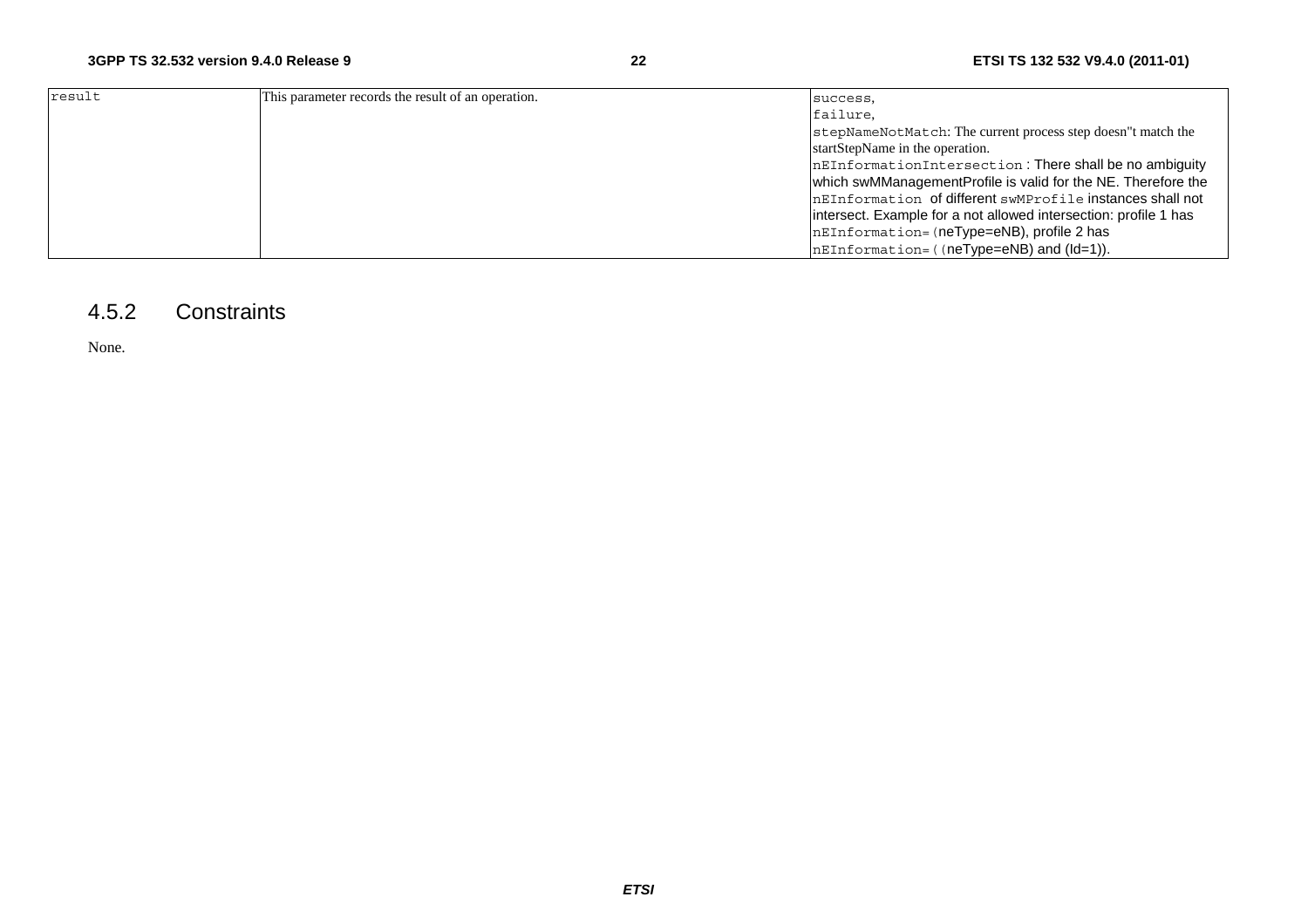| | | |
|---|---|---|
| result | This parameter records the result of an operation. | success,<br>failure,<br>stepNameNotMatch: The current process step doesn"t match the startStepName in the operation.<br>nEInformationIntersection : There shall be no ambiguity which swMManagementProfile is valid for the NE. Therefore the nEInformation of different swMProfile instances shall not intersect. Example for a not allowed intersection: profile 1 has nEInformation=(neType=eNB), profile 2 has nEInformation=((neType=eNB) and (Id=1)). |

### 4.5.2 Constraints

None.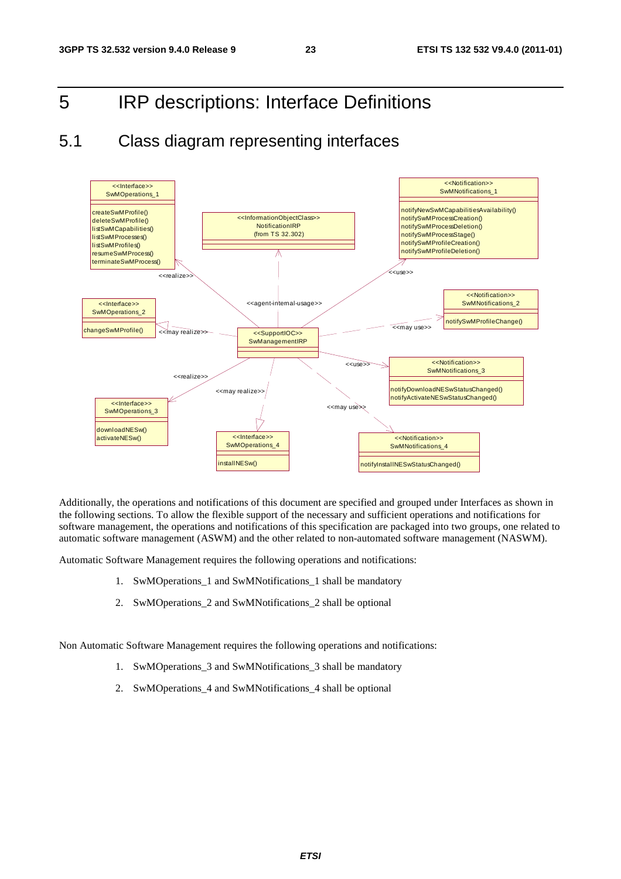# 5 IRP descriptions: Interface Definitions

## 5.1 Class diagram representing interfaces

Additionally, the operations and notifications of this document are specified and grouped under Interfaces as shown in the following sections. To allow the flexible support of the necessary and sufficient operations and notifications for software management, the operations and notifications of this specification are packaged into two groups, one related to automatic software management (ASWM) and the other related to non-automated software management (NASWM).

Automatic Software Management requires the following operations and notifications:

1. SwMOperations_1 and SwMNotifications_1 shall be mandatory
2. SwMOperations_2 and SwMNotifications_2 shall be optional

Non Automatic Software Management requires the following operations and notifications:

1. SwMOperations_3 and SwMNotifications_3 shall be mandatory
2. SwMOperations_4 and SwMNotifications_4 shall be optional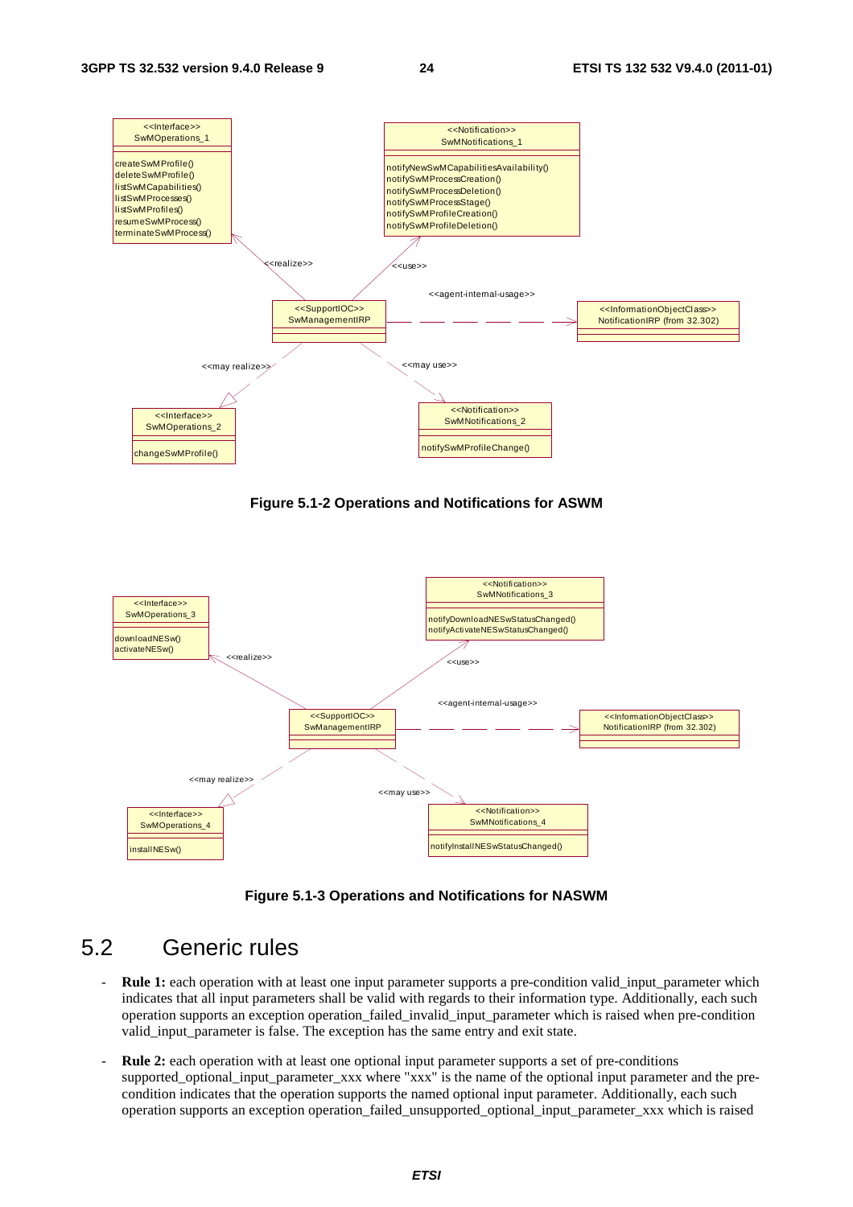<<Interface>>
SwMOperations_1

createSwMProfile()
deleteSwMProfile()
listSwMCapabilities()
listSwMProcesses()
listSwMProfiles()
resumeSwMProcess()
terminateSwMProcess()

<<Notification>>
SwMNotifications_1

notifyNewSwMCapabilitiesAvailability()
notifySwMProcessCreation()
notifySwMProcessDeletion()
notifySwMProcessStage()
notifySwMProfileCreation()
notifySwMProfileDeletion()

<<realize>>

<<use>>

<<agent-internal-usage>>

<<SupportIOC>>
SwManagementIRP

<<InformationObjectClass>>
NotificationIRP (from 32.302)

<<may realize>>

<<may use>>

<<Interface>>
SwMOperations_2

changeSwMProfile()

<<Notification>>
SwMNotifications_2

notifySwMProfileChange()

**Figure 5.1-2 Operations and Notifications for ASWM**

<<Interface>>
SwMOperations_3

downloadNESw()
activateNESw()

<<Notification>>
SwMNotifications_3

notifyDownloadNESwStatusChanged()
notifyActivateNESwStatusChanged()

<<realize>>

<<use>>

<<agent-internal-usage>>

<<SupportIOC>>
SwManagementIRP

<<InformationObjectClass>>
NotificationIRP (from 32.302)

<<may realize>>

<<may use>>

<<Interface>>
SwMOperations_4

installNESw()

<<Notification>>
SwMNotifications_4

notifyInstallNESwStatusChanged()

**Figure 5.1-3 Operations and Notifications for NASWM**

## 5.2 Generic rules

- **Rule 1:** each operation with at least one input parameter supports a pre-condition valid_input_parameter which indicates that all input parameters shall be valid with regards to their information type. Additionally, each such operation supports an exception operation_failed_invalid_input_parameter which is raised when pre-condition valid_input_parameter is false. The exception has the same entry and exit state.

- **Rule 2:** each operation with at least one optional input parameter supports a set of pre-conditions supported_optional_input_parameter_xxx where "xxx" is the name of the optional input parameter and the pre-condition indicates that the operation supports the named optional input parameter. Additionally, each such operation supports an exception operation_failed_unsupported_optional_input_parameter_xxx which is raised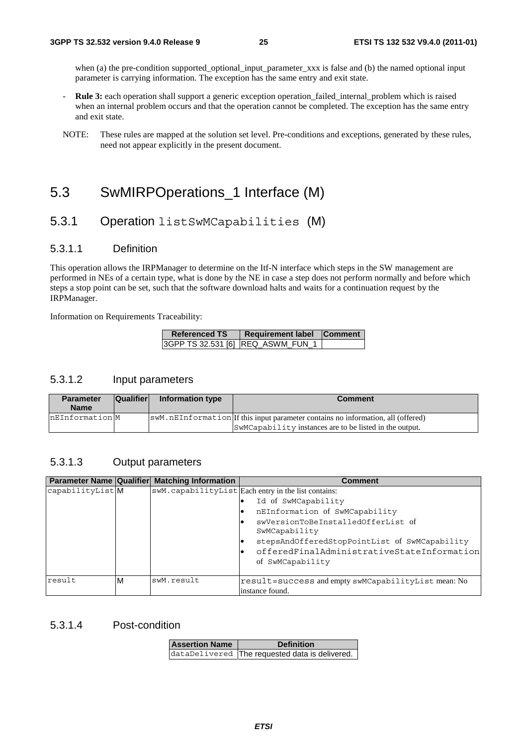when (a) the pre-condition supported_optional_input_parameter_xxx is false and (b) the named optional input parameter is carrying information. The exception has the same entry and exit state.

- **Rule 3:** each operation shall support a generic exception operation_failed_internal_problem which is raised when an internal problem occurs and that the operation cannot be completed. The exception has the same entry and exit state.

NOTE: These rules are mapped at the solution set level. Pre-conditions and exceptions, generated by these rules, need not appear explicitly in the present document.

# 5.3 SwMIRPOperations_1 Interface (M)

## 5.3.1 Operation listSwMCapabilities (M)

### 5.3.1.1 Definition

This operation allows the IRPManager to determine on the Itf-N interface which steps in the SW management are performed in NEs of a certain type, what is done by the NE in case a step does not perform normally and before which steps a stop point can be set, such that the software download halts and waits for a continuation request by the IRPManager.

Information on Requirements Traceability:

| Referenced TS | Requirement label | Comment |
|---|---|---|
| 3GPP TS 32.531 [6] | REQ_ASWM_FUN_1 | |

### 5.3.1.2 Input parameters

| Parameter Name | Qualifier | Information type | Comment |
|---|---|---|---|
| nEInformation | M | swM.nEInformation | If this input parameter contains no information, all (offered) SwMCapability instances are to be listed in the output. |

### 5.3.1.3 Output parameters

| Parameter Name | Qualifier | Matching Information | Comment |
|---|---|---|---|
| capabilityList | M | swM.capabilityList | Each entry in the list contains:<br>• Id of SwMCapability<br>• nEInformation of SwMCapability<br>• swVersionToBeInstalledOfferList of SwMCapability<br>• stepsAndOfferedStopPointList of SwMCapability<br>• offeredFinalAdministrativeStateInformation of SwMCapability |
| result | M | swM.result | result=success and empty swMCapabilityList mean: No instance found. |

### 5.3.1.4 Post-condition

| Assertion Name | Definition |
|---|---|
| dataDelivered | The requested data is delivered. |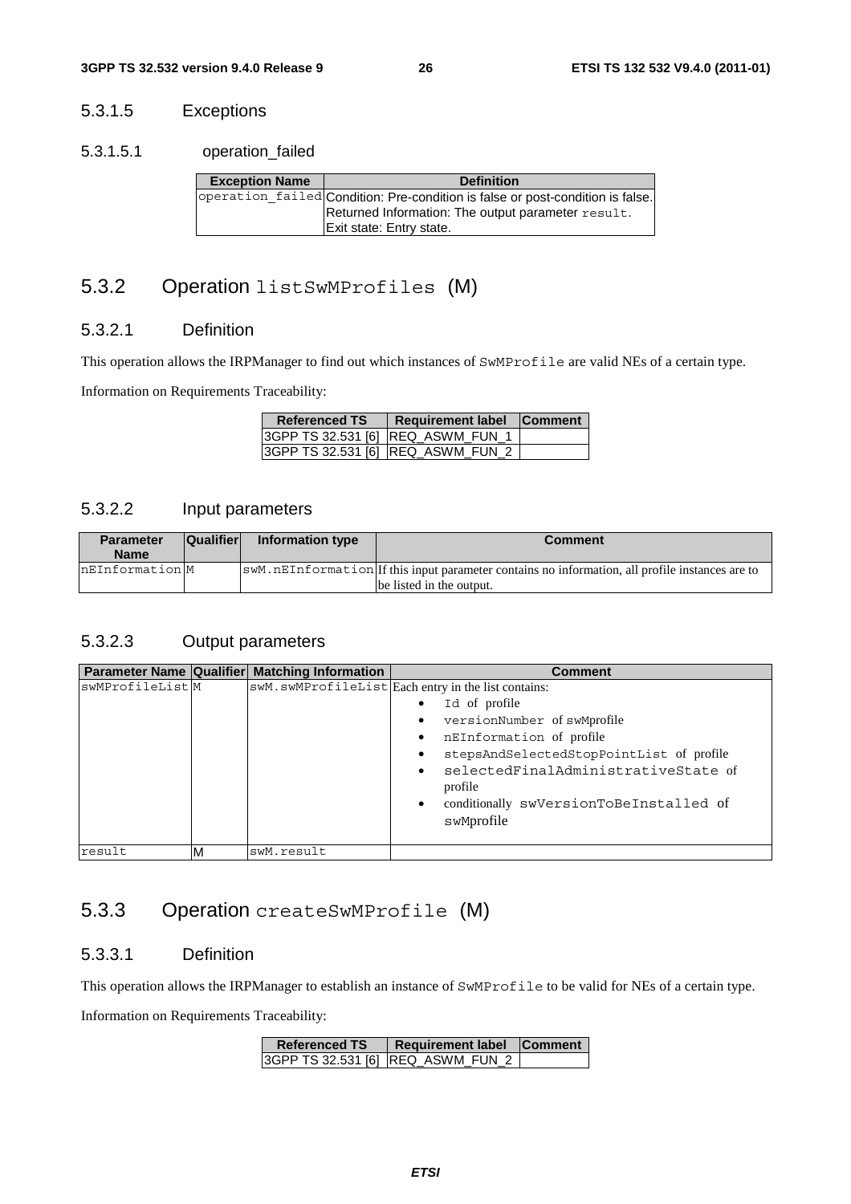#### 5.3.1.5 Exceptions

##### 5.3.1.5.1 operation_failed

| Exception Name | Definition |
|---|---|
| operation_failed | Condition: Pre-condition is false or post-condition is false.<br>Returned Information: The output parameter result.<br>Exit state: Entry state. |

### 5.3.2 Operation listSwMProfiles (M)

#### 5.3.2.1 Definition

This operation allows the IRPManager to find out which instances of SwMProfile are valid NEs of a certain type.

Information on Requirements Traceability:

| Referenced TS | Requirement label | Comment |
|---|---|---|
| 3GPP TS 32.531 [6] | REQ_ASWM_FUN_1 | |
| 3GPP TS 32.531 [6] | REQ_ASWM_FUN_2 | |

#### 5.3.2.2 Input parameters

| Parameter Name | Qualifier | Information type | Comment |
|---|---|---|---|
| nEInformation | M | swM.nEInformation | If this input parameter contains no information, all profile instances are to be listed in the output. |

#### 5.3.2.3 Output parameters

| Parameter Name | Qualifier | Matching Information | Comment |
|---|---|---|---|
| swMProfileList | M | swM.swMProfileList | Each entry in the list contains:<br>• Id of profile<br>• versionNumber of swMprofile<br>• nEInformation of profile<br>• stepsAndSelectedStopPointList of profile<br>• selectedFinalAdministrativeState of profile<br>• conditionally swVersionToBeInstalled of swMprofile |
| result | M | swM.result | |

### 5.3.3 Operation createSwMProfile (M)

#### 5.3.3.1 Definition

This operation allows the IRPManager to establish an instance of SwMProfile to be valid for NEs of a certain type.

Information on Requirements Traceability:

| Referenced TS | Requirement label | Comment |
|---|---|---|
| 3GPP TS 32.531 [6] | REQ_ASWM_FUN_2 | |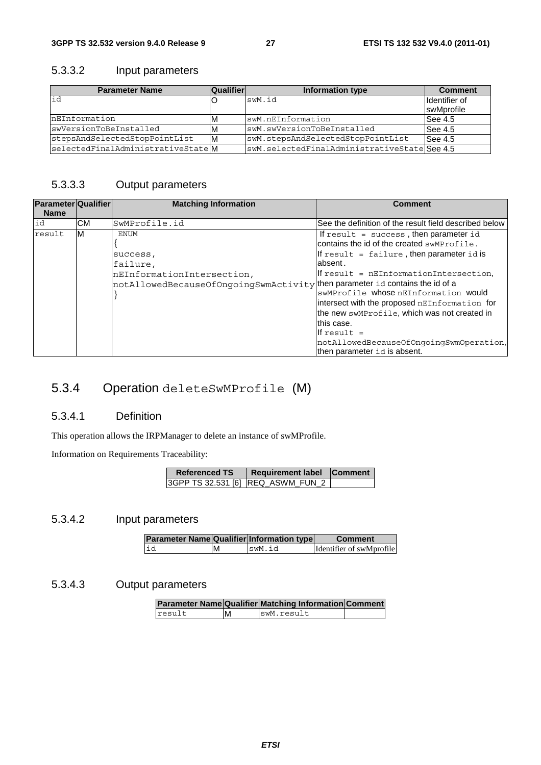### 5.3.3.2 Input parameters

| Parameter Name | Qualifier | Information type | Comment |
|---|---|---|---|
| id | O | swM.id | Identifier of swMprofile |
| nEInformation | M | swM.nEInformation | See 4.5 |
| swVersionToBeInstalled | M | swM.swVersionToBeInstalled | See 4.5 |
| stepsAndSelectedStopPointList | M | swM.stepsAndSelectedStopPointList | See 4.5 |
| selectedFinalAdministrativeState | M | swM.selectedFinalAdministrativeState | See 4.5 |

### 5.3.3.3 Output parameters

| Parameter Name | Qualifier | Matching Information | Comment |
|---|---|---|---|
| id | CM | SwMProfile.id | See the definition of the result field described below |
| result | M | ENUM { success, failure, nEInformationIntersection, notAllowedBecaueOfOngoingSwmActivity } | If result = success , then parameter id contains the id of the created swMProfile. If result = failure , then parameter id is absent. If result = nEInformationIntersection, then parameter id contains the id of a swMProfile whose nEInformation would intersect with the proposed nEInformation for the new swMProfile, which was not created in this case. If result = notAllowedBecaueOfOngoingSwmOperation, then parameter id is absent. |

## 5.3.4 Operation deleteSwMProfile (M)

### 5.3.4.1 Definition

This operation allows the IRPManager to delete an instance of swMProfile.

Information on Requirements Traceability:

| Referenced TS | Requirement label | Comment |
|---|---|---|
| 3GPP TS 32.531 [6] | REQ_ASWM_FUN_2 | |

### 5.3.4.2 Input parameters

| Parameter Name | Qualifier | Information type | Comment |
|---|---|---|---|
| id | M | swM.id | Identifier of swMprofile |

### 5.3.4.3 Output parameters

| Parameter Name | Qualifier | Matching Information | Comment |
|---|---|---|---|
| result | M | swM.result | |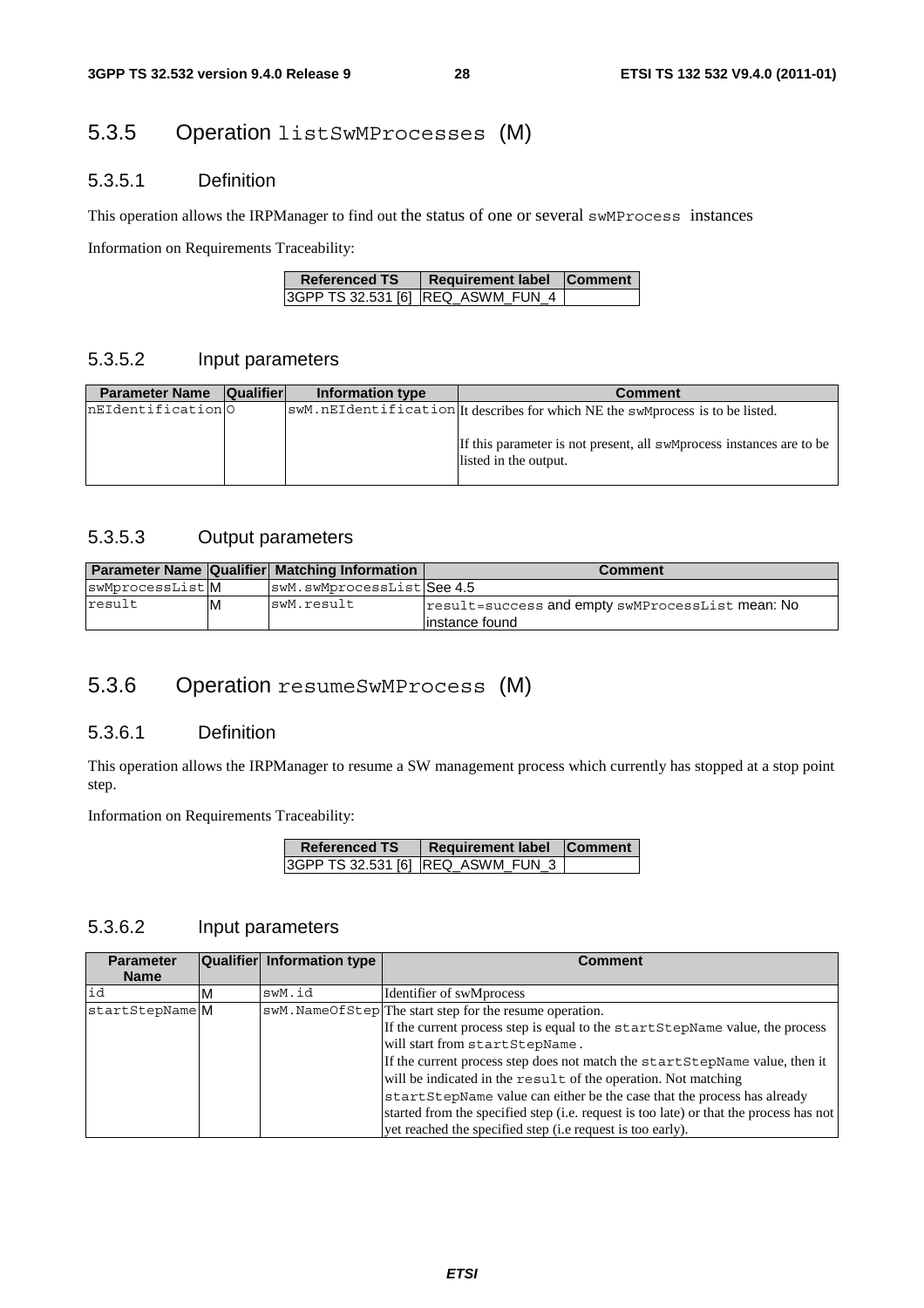## 5.3.5 Operation listSwMProcesses (M)

### 5.3.5.1 Definition

This operation allows the IRPManager to find out the status of one or several swMProcess instances

Information on Requirements Traceability:

| Referenced TS | Requirement label | Comment |
|---|---|---|
| 3GPP TS 32.531 [6] | REQ_ASWM_FUN_4 | |

### 5.3.5.2 Input parameters

| Parameter Name | Qualifier | Information type | Comment |
|---|---|---|---|
| nEIdentification | O | swM.nEIdentification | It describes for which NE the swMprocess is to be listed.<br><br>If this parameter is not present, all swMprocess instances are to be listed in the output. |

### 5.3.5.3 Output parameters

| Parameter Name | Qualifier | Matching Information | Comment |
|---|---|---|---|
| swMprocessList | M | swM.swMprocessList | See 4.5 |
| result | M | swM.result | result=success and empty swMProcessList mean: No instance found |

## 5.3.6 Operation resumeSwMProcess (M)

### 5.3.6.1 Definition

This operation allows the IRPManager to resume a SW management process which currently has stopped at a stop point step.

Information on Requirements Traceability:

| Referenced TS | Requirement label | Comment |
|---|---|---|
| 3GPP TS 32.531 [6] | REQ_ASWM_FUN_3 | |

### 5.3.6.2 Input parameters

| Parameter Name | Qualifier | Information type | Comment |
|---|---|---|---|
| id | M | swM.id | Identifier of swMprocess |
| startStepName | M | swM.NameOfStep | The start step for the resume operation.<br>If the current process step is equal to the startStepName value, the process will start from startStepName.<br>If the current process step does not match the startStepName value, then it will be indicated in the result of the operation. Not matching startStepName value can either be the case that the process has already started from the specified step (i.e. request is too late) or that the process has not yet reached the specified step (i.e request is too early). |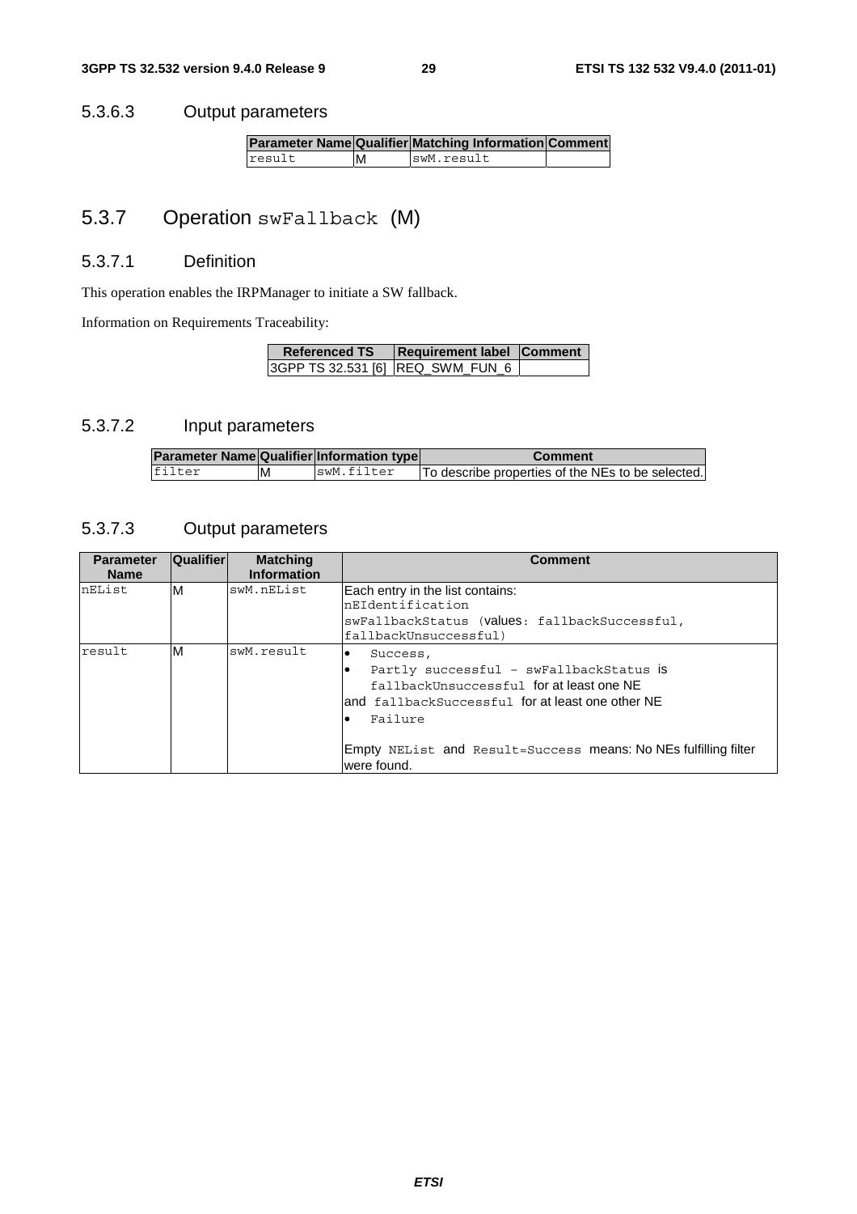#### 5.3.6.3 Output parameters

| Parameter Name | Qualifier | Matching Information | Comment |
| --- | --- | --- | --- |
| result | M | swM.result | |

### 5.3.7 Operation swFallback (M)

#### 5.3.7.1 Definition

This operation enables the IRPManager to initiate a SW fallback.

Information on Requirements Traceability:

| Referenced TS | Requirement label | Comment |
| --- | --- | --- |
| 3GPP TS 32.531 [6] | REQ_SWM_FUN_6 | |

#### 5.3.7.2 Input parameters

| Parameter Name | Qualifier | Information type | Comment |
| --- | --- | --- | --- |
| filter | M | swM.filter | To describe properties of the NEs to be selected. |

#### 5.3.7.3 Output parameters

| Parameter Name | Qualifier | Matching Information | Comment |
| --- | --- | --- | --- |
| nEList | M | swM.nEList | Each entry in the list contains:<br>nEIdentification<br>swFallbackStatus (values: fallbackSuccessful, fallbackUnsuccessful) |
| result | M | swM.result | • Success,<br>• Partly successful – swFallbackStatus is fallbackUnsuccessful for at least one NE and fallbackSuccessful for at least one other NE<br>• Failure<br><br>Empty NEList and Result=Success means: No NEs fulfilling filter were found. |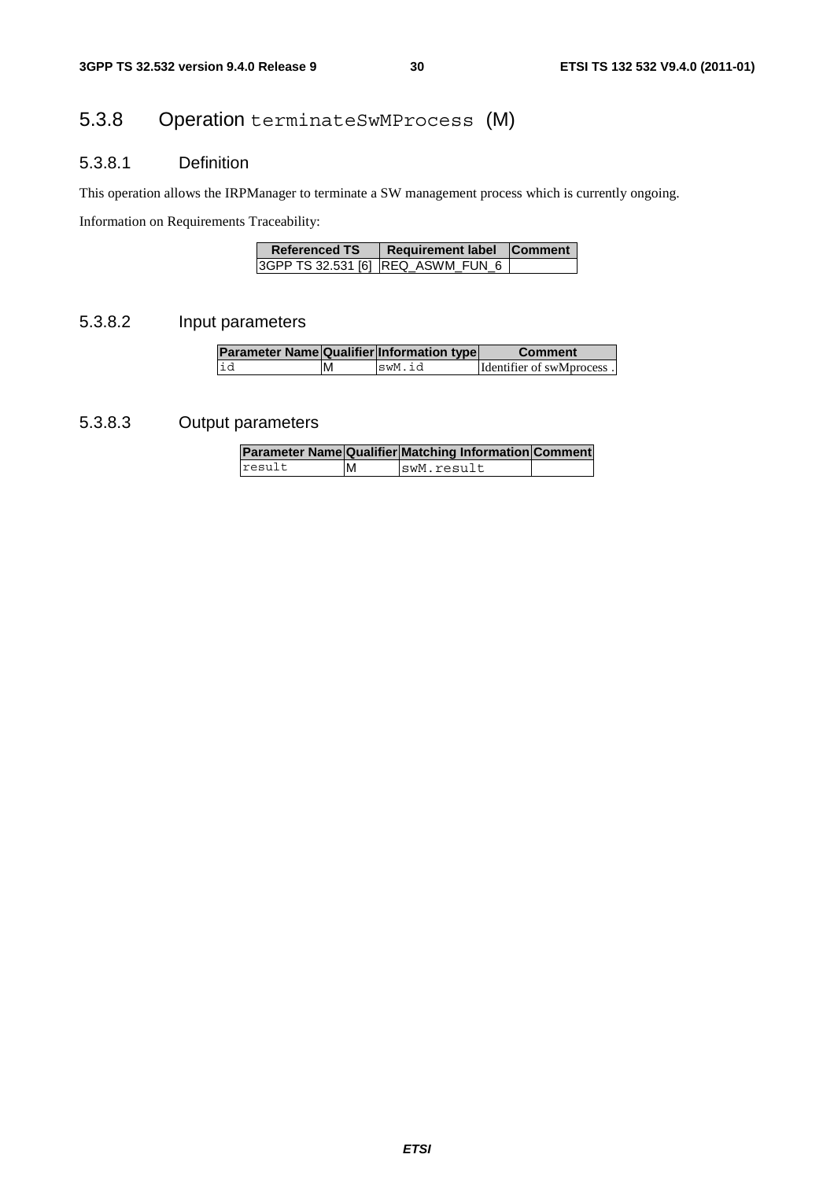## 5.3.8 Operation terminateSwMProcess (M)

### 5.3.8.1 Definition

This operation allows the IRPManager to terminate a SW management process which is currently ongoing.

Information on Requirements Traceability:

| Referenced TS | Requirement label | Comment |
|---|---|---|
| 3GPP TS 32.531 [6] | REQ_ASWM_FUN_6 | |

### 5.3.8.2 Input parameters

| Parameter Name | Qualifier | Information type | Comment |
|---|---|---|---|
| id | M | swM.id | Identifier of swMprocess . |

### 5.3.8.3 Output parameters

| Parameter Name | Qualifier | Matching Information | Comment |
|---|---|---|---|
| result | M | swM.result | |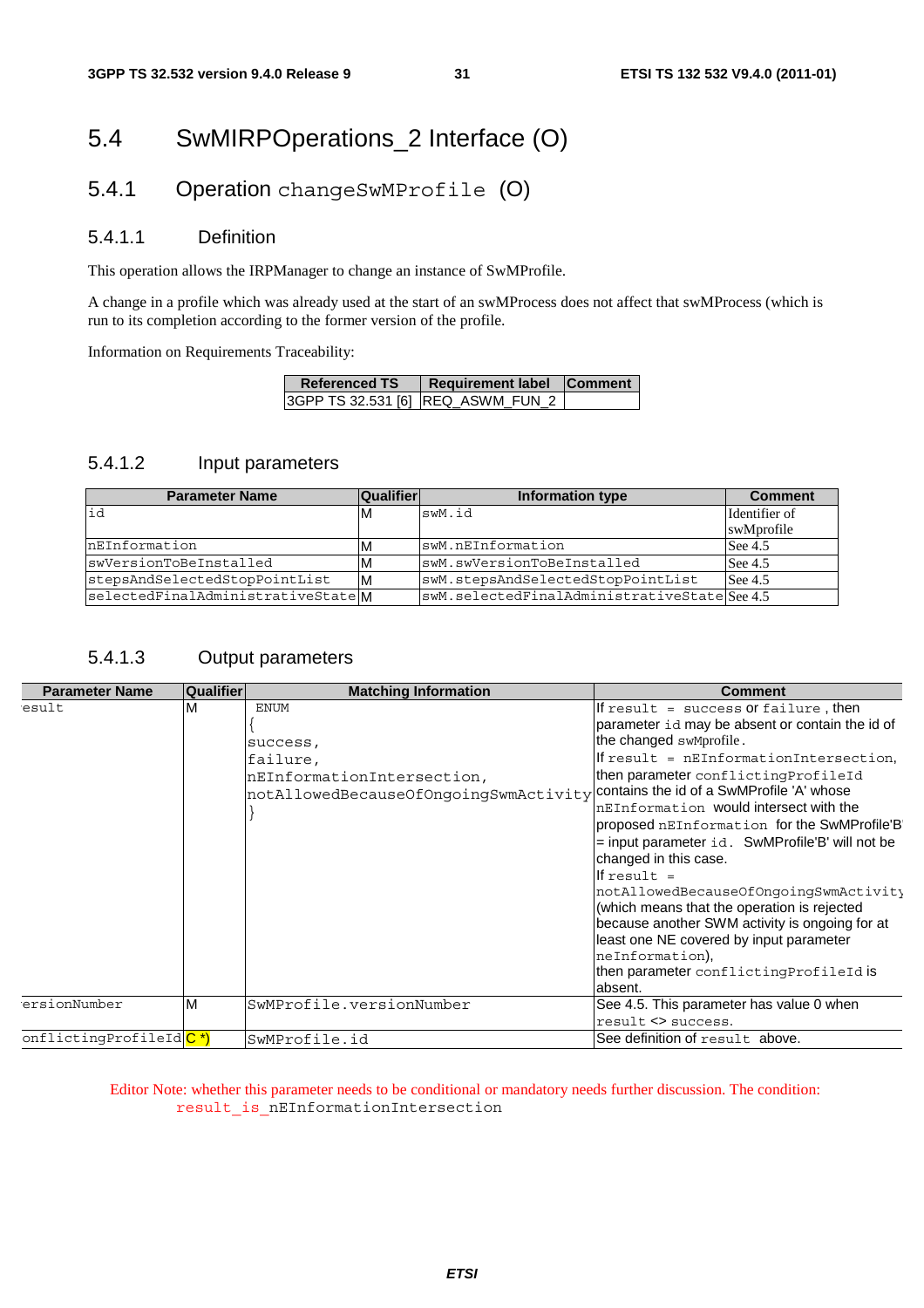# 5.4 SwMIRPOperations_2 Interface (O)

## 5.4.1 Operation changeSwMProfile (O)

### 5.4.1.1 Definition

This operation allows the IRPManager to change an instance of SwMProfile.

A change in a profile which was already used at the start of an swMProcess does not affect that swMProcess (which is run to its completion according to the former version of the profile.

Information on Requirements Traceability:

| Referenced TS | Requirement label | Comment |
|---|---|---|
| 3GPP TS 32.531 [6] | REQ_ASWM_FUN_2 | |

### 5.4.1.2 Input parameters

| Parameter Name | Qualifier | Information type | Comment |
|---|---|---|---|
| id | M | swM.id | Identifier of swMprofile |
| nEInformation | M | swM.nEInformation | See 4.5 |
| swVersionToBeInstalled | M | swM.swVersionToBeInstalled | See 4.5 |
| stepsAndSelectedStopPointList | M | swM.stepsAndSelectedStopPointList | See 4.5 |
| selectedFinalAdministrativeState | M | swM.selectedFinalAdministrativeState | See 4.5 |

### 5.4.1.3 Output parameters

| Parameter Name | Qualifier | Matching Information | Comment |
|---|---|---|---|
| esult | M | ENUM { success, failure, nEInformationIntersection, notAllowedBecauseOfOngoingSwmActivity } | If result = success or failure , then parameter id may be absent or contain the id of the changed swMprofile . If result = nEInformationIntersection, then parameter conflictingProfileId contains the id of a SwMProfile 'A' whose nEInformation would intersect with the proposed nEInformation for the SwMProfile'B' = input parameter id. SwMProfile'B' will not be changed in this case. If result = notAllowedBecauseOfOngoingSwmActivity (which means that the operation is rejected because another SWM activity is ongoing for at least one NE covered by input parameter neInformation), then parameter conflictingProfileId is absent. |
| ersionNumber | M | SwMProfile.versionNumber | See 4.5. This parameter has value 0 when result <> success. |
| onflictingProfileId | C *) | SwMProfile.id | See definition of result above. |

Editor Note: whether this parameter needs to be conditional or mandatory needs further discussion. The condition: result_is_nEInformationIntersection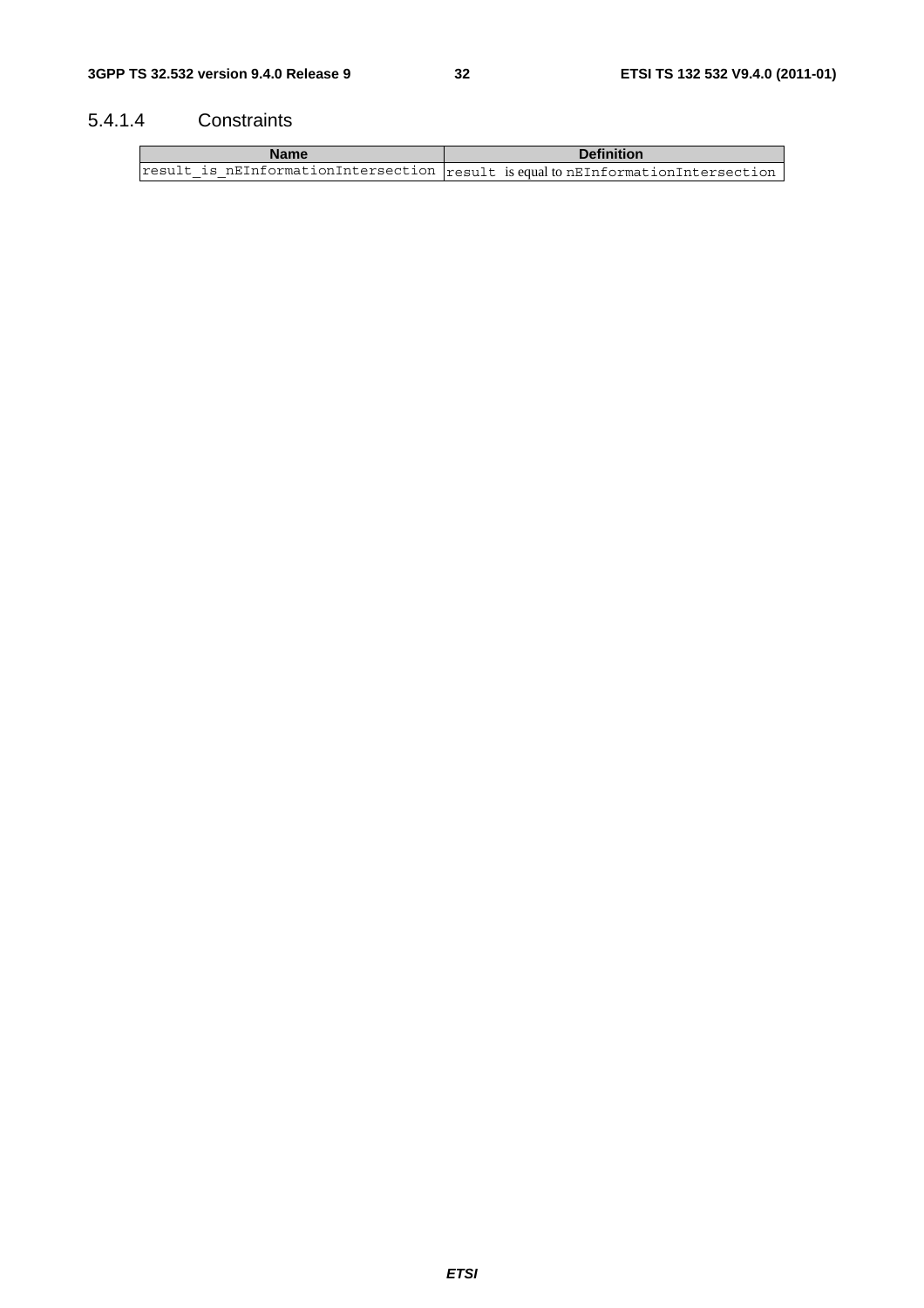#### 5.4.1.4 Constraints

| Name | Definition |
| --- | --- |
| result_is_nEInformationIntersection | result is equal to nEInformationIntersection |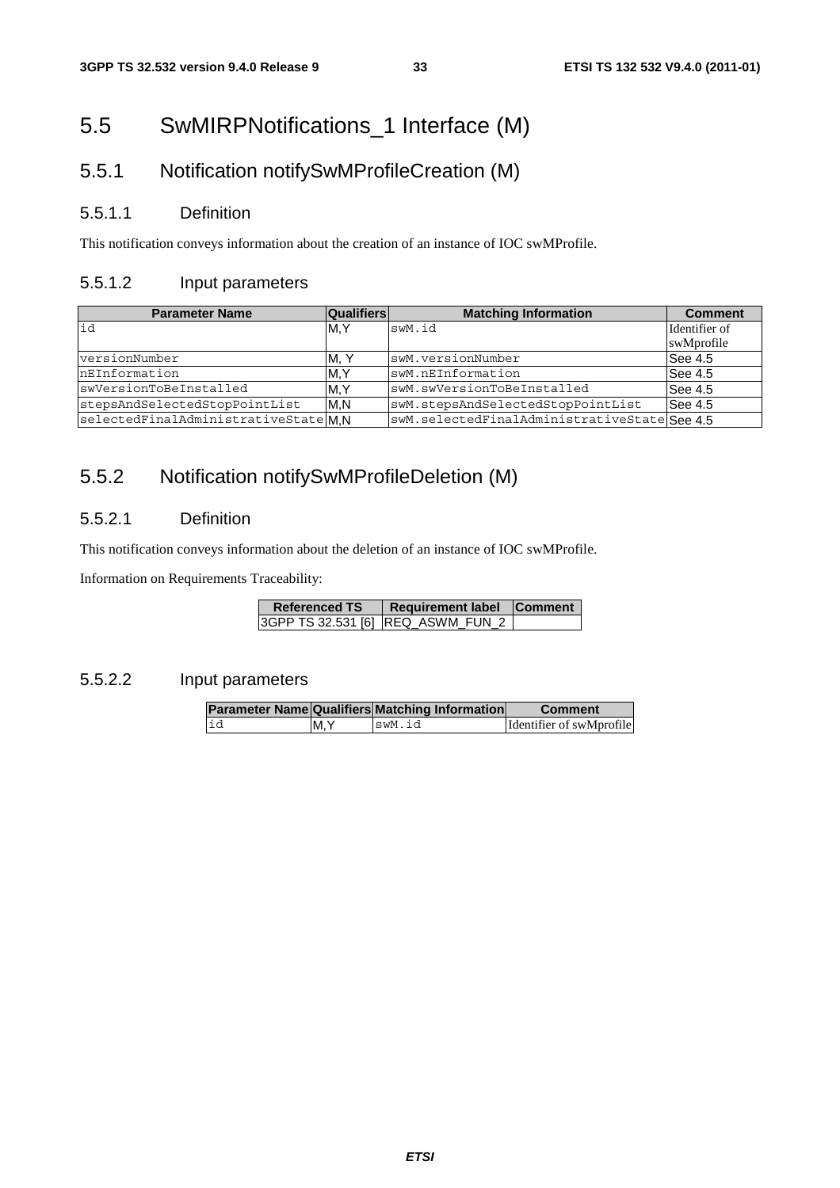# 5.5 SwMIRPNotifications_1 Interface (M)

## 5.5.1 Notification notifySwMProfileCreation (M)

### 5.5.1.1 Definition

This notification conveys information about the creation of an instance of IOC swMProfile.

### 5.5.1.2 Input parameters

| Parameter Name | Qualifiers | Matching Information | Comment |
|---|---|---|---|
| id | M,Y | swM.id | Identifier of swMprofile |
| versionNumber | M, Y | swM.versionNumber | See 4.5 |
| nEInformation | M,Y | swM.nEInformation | See 4.5 |
| swVersionToBeInstalled | M,Y | swM.swVersionToBeInstalled | See 4.5 |
| stepsAndSelectedStopPointList | M,N | swM.stepsAndSelectedStopPointList | See 4.5 |
| selectedFinalAdministrativeState | M,N | swM.selectedFinalAdministrativeState | See 4.5 |

## 5.5.2 Notification notifySwMProfileDeletion (M)

### 5.5.2.1 Definition

This notification conveys information about the deletion of an instance of IOC swMProfile.

Information on Requirements Traceability:

| Referenced TS | Requirement label | Comment |
|---|---|---|
| 3GPP TS 32.531 [6] | REQ_ASWM_FUN_2 | |

### 5.5.2.2 Input parameters

| Parameter Name | Qualifiers | Matching Information | Comment |
|---|---|---|---|
| id | M,Y | swM.id | Identifier of swMprofile |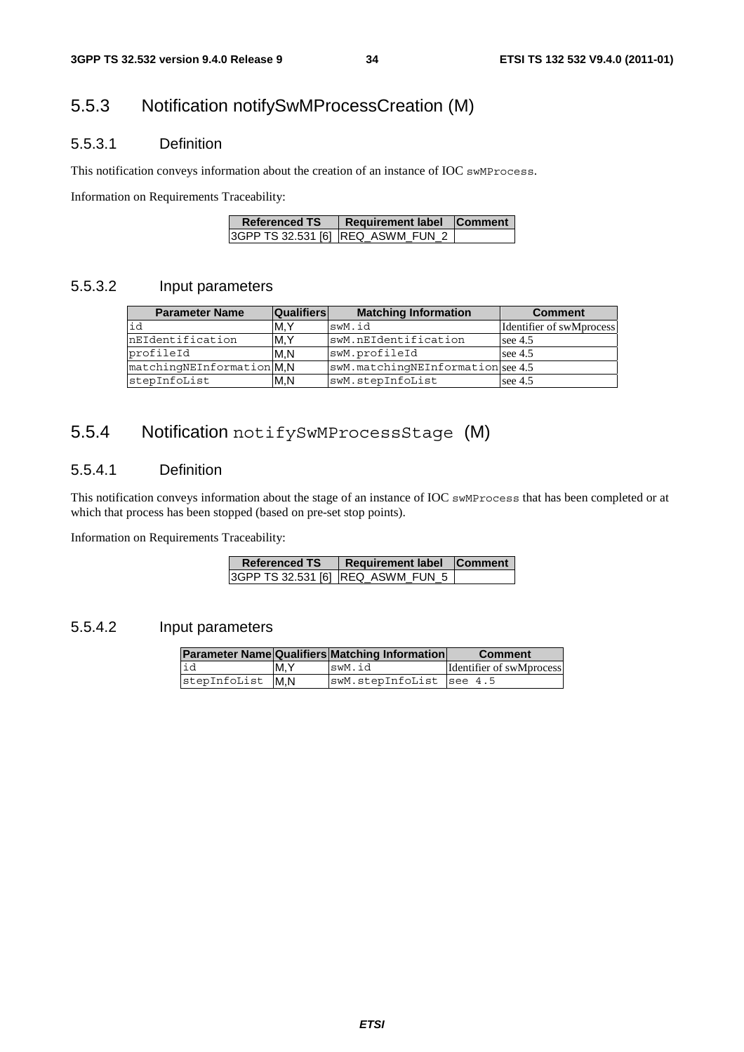## 5.5.3 Notification notifySwMProcessCreation (M)

### 5.5.3.1 Definition

This notification conveys information about the creation of an instance of IOC swMProcess.

Information on Requirements Traceability:

| Referenced TS | Requirement label | Comment |
|---|---|---|
| 3GPP TS 32.531 [6] | REQ_ASWM_FUN_2 | |

### 5.5.3.2 Input parameters

| Parameter Name | Qualifiers | Matching Information | Comment |
|---|---|---|---|
| id | M,Y | swM.id | Identifier of swMprocess |
| nEIdentification | M,Y | swM.nEIdentification | see 4.5 |
| profileId | M,N | swM.profileId | see 4.5 |
| matchingNEInformation | M,N | swM.matchingNEInformation | see 4.5 |
| stepInfoList | M,N | swM.stepInfoList | see 4.5 |

## 5.5.4 Notification notifySwMProcessStage (M)

### 5.5.4.1 Definition

This notification conveys information about the stage of an instance of IOC swMProcess that has been completed or at which that process has been stopped (based on pre-set stop points).

Information on Requirements Traceability:

| Referenced TS | Requirement label | Comment |
|---|---|---|
| 3GPP TS 32.531 [6] | REQ_ASWM_FUN_5 | |

### 5.5.4.2 Input parameters

| Parameter Name | Qualifiers | Matching Information | Comment |
|---|---|---|---|
| id | M,Y | swM.id | Identifier of swMprocess |
| stepInfoList | M,N | swM.stepInfoList | see 4.5 |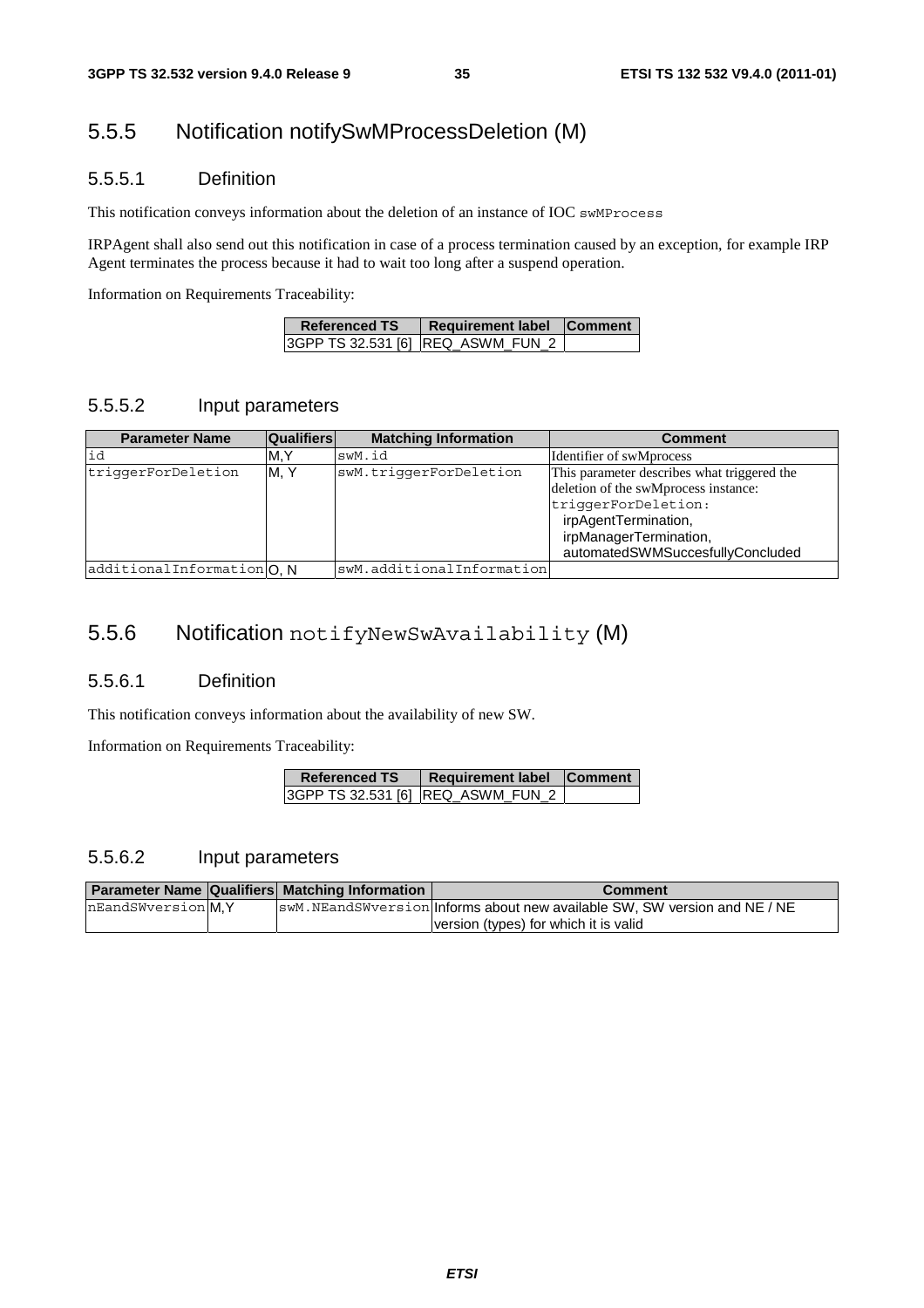## 5.5.5 Notification notifySwMProcessDeletion (M)

### 5.5.5.1 Definition

This notification conveys information about the deletion of an instance of IOC swMProcess

IRPAgent shall also send out this notification in case of a process termination caused by an exception, for example IRP Agent terminates the process because it had to wait too long after a suspend operation.

Information on Requirements Traceability:

| Referenced TS | Requirement label | Comment |
|---|---|---|
| 3GPP TS 32.531 [6] | REQ_ASWM_FUN_2 | |

### 5.5.5.2 Input parameters

| Parameter Name | Qualifiers | Matching Information | Comment |
|---|---|---|---|
| id | M,Y | swM.id | Identifier of swMprocess |
| triggerForDeletion | M, Y | swM.triggerForDeletion | This parameter describes what triggered the deletion of the swMprocess instance: triggerForDeletion: irpAgentTermination, irpManagerTermination, automatedSWMSuccesfullyConcluded |
| additionalInformation | O, N | swM.additionalInformation | |

## 5.5.6 Notification notifyNewSwAvailability (M)

### 5.5.6.1 Definition

This notification conveys information about the availability of new SW.

Information on Requirements Traceability:

| Referenced TS | Requirement label | Comment |
|---|---|---|
| 3GPP TS 32.531 [6] | REQ_ASWM_FUN_2 | |

### 5.5.6.2 Input parameters

| Parameter Name | Qualifiers | Matching Information | Comment |
|---|---|---|---|
| nEandSWversion | M,Y | swM.NEandSWversion | Informs about new available SW, SW version and NE / NE version (types) for which it is valid |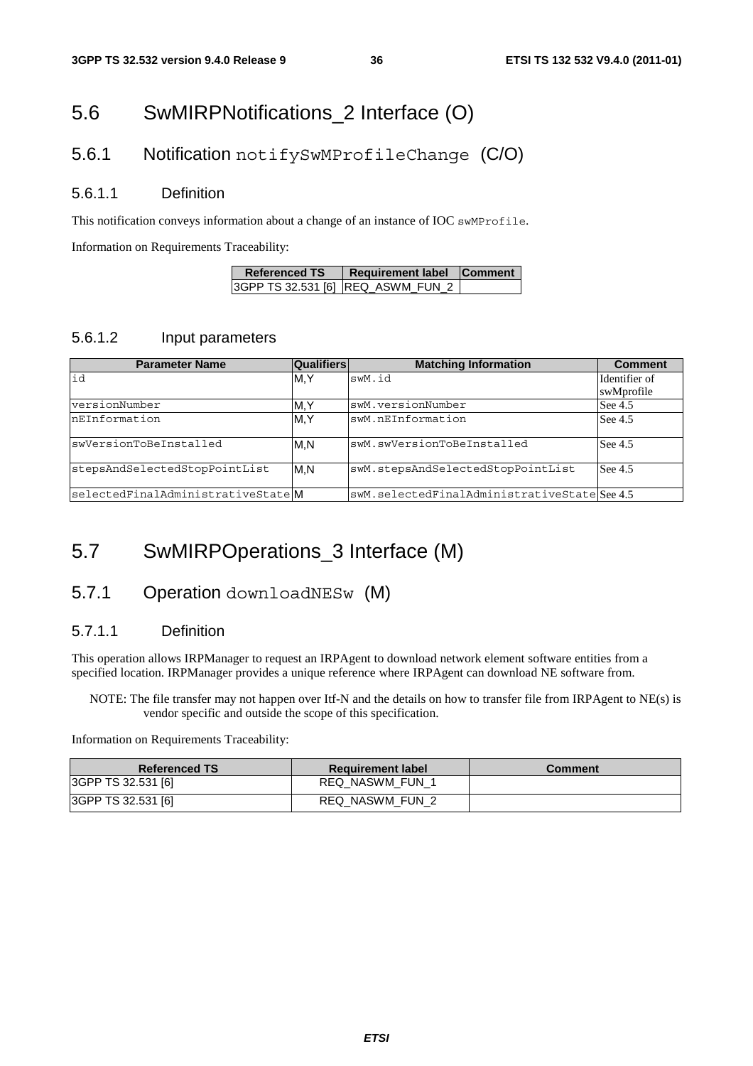# 5.6 SwMIRPNotifications_2 Interface (O)

## 5.6.1 Notification notifySwMProfileChange (C/O)

### 5.6.1.1 Definition

This notification conveys information about a change of an instance of IOC swMProfile.

Information on Requirements Traceability:

| Referenced TS | Requirement label | Comment |
|---|---|---|
| 3GPP TS 32.531 [6] | REQ_ASWM_FUN_2 | |

### 5.6.1.2 Input parameters

| Parameter Name | Qualifiers | Matching Information | Comment |
|---|---|---|---|
| id | M,Y | swM.id | Identifier of swMprofile |
| versionNumber | M,Y | swM.versionNumber | See 4.5 |
| nEInformation | M,Y | swM.nEInformation | See 4.5 |
| swVersionToBeInstalled | M,N | swM.swVersionToBeInstalled | See 4.5 |
| stepsAndSelectedStopPointList | M,N | swM.stepsAndSelectedStopPointList | See 4.5 |
| selectedFinalAdministrativeState | M | swM.selectedFinalAdministrativeState | See 4.5 |

# 5.7 SwMIRPOperations_3 Interface (M)

## 5.7.1 Operation downloadNESw (M)

### 5.7.1.1 Definition

This operation allows IRPManager to request an IRPAgent to download network element software entities from a specified location. IRPManager provides a unique reference where IRPAgent can download NE software from.

NOTE: The file transfer may not happen over Itf-N and the details on how to transfer file from IRPAgent to NE(s) is vendor specific and outside the scope of this specification.

Information on Requirements Traceability:

| Referenced TS | Requirement label | Comment |
|---|---|---|
| 3GPP TS 32.531 [6] | REQ_NASWM_FUN_1 | |
| 3GPP TS 32.531 [6] | REQ_NASWM_FUN_2 | |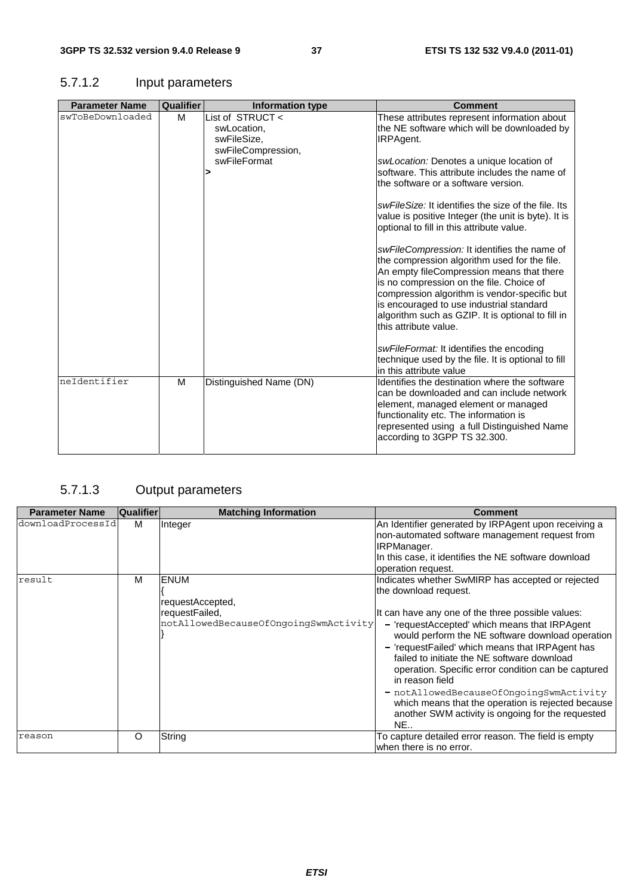### 5.7.1.2 Input parameters

| Parameter Name | Qualifier | Information type | Comment |
|---|---|---|---|
| swToBeDownloaded | M | List of STRUCT < swLocation, swFileSize, swFileCompression, swFileFormat > | These attributes represent information about the NE software which will be downloaded by IRPAgent.<br><br>*swLocation:* Denotes a unique location of software. This attribute includes the name of the software or a software version.<br><br>*swFileSize:* It identifies the size of the file. Its value is positive Integer (the unit is byte). It is optional to fill in this attribute value.<br><br>*swFileCompression:* It identifies the name of the compression algorithm used for the file. An empty fileCompression means that there is no compression on the file. Choice of compression algorithm is vendor-specific but is encouraged to use industrial standard algorithm such as GZIP. It is optional to fill in this attribute value.<br><br>*swFileFormat:* It identifies the encoding technique used by the file. It is optional to fill in this attribute value |
| neIdentifier | M | Distinguished Name (DN) | Identifies the destination where the software can be downloaded and can include network element, managed element or managed functionality etc. The information is represented using a full Distinguished Name according to 3GPP TS 32.300. |

### 5.7.1.3 Output parameters

| Parameter Name | Qualifier | Matching Information | Comment |
|---|---|---|---|
| downloadProcessId | M | Integer | An Identifier generated by IRPAgent upon receiving a non-automated software management request from IRPManager.<br>In this case, it identifies the NE software download operation request. |
| result | M | ENUM { requestAccepted, requestFailed, notAllowedBecauseOfOngoingSwmActivity } | Indicates whether SwMIRP has accepted or rejected the download request.<br><br>It can have any one of the three possible values:<br>- 'requestAccepted' which means that IRPAgent would perform the NE software download operation<br>- 'requestFailed' which means that IRPAgent has failed to initiate the NE software download operation. Specific error condition can be captured in reason field<br>- notAllowedBecauseOfOngoingSwmActivity which means that the operation is rejected because another SWM activity is ongoing for the requested NE.. |
| reason | O | String | To capture detailed error reason. The field is empty when there is no error. |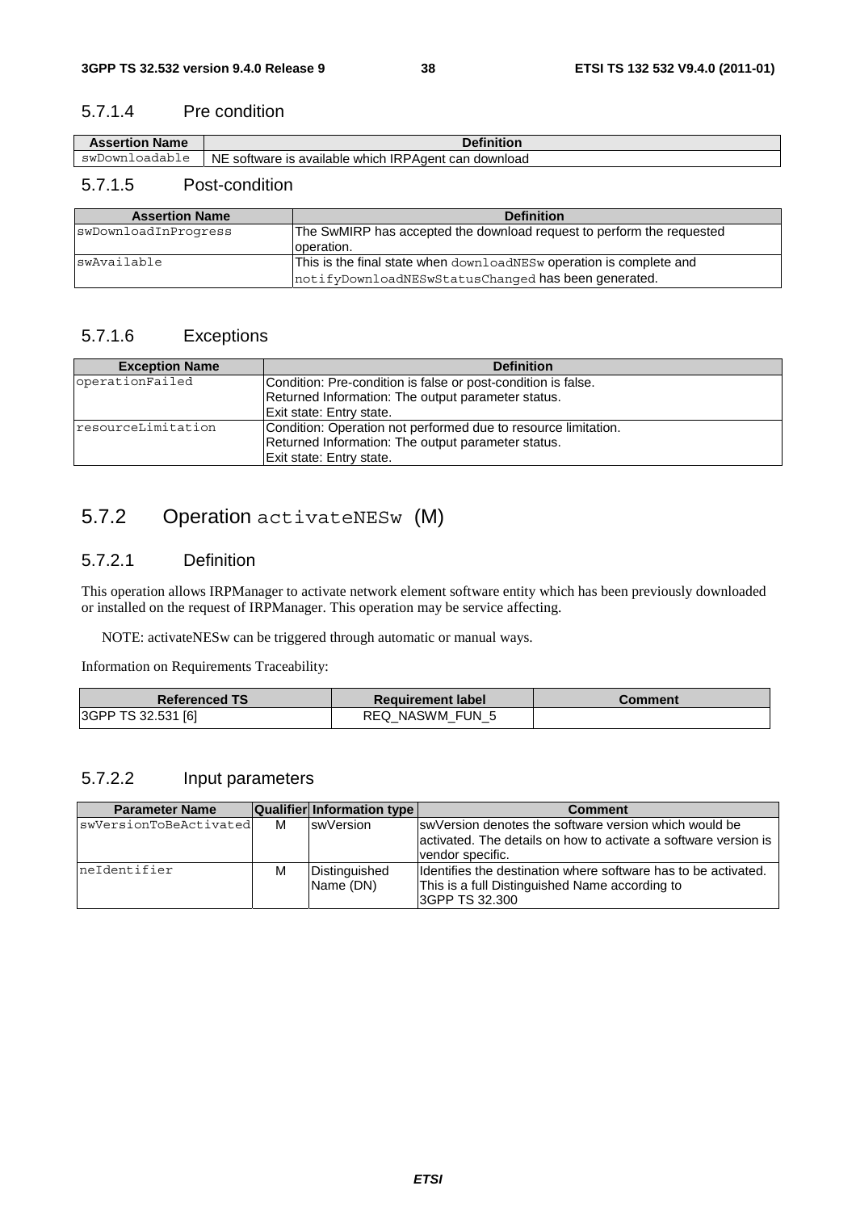### 5.7.1.4 Pre condition

| Assertion Name | Definition |
| --- | --- |
| swDownloadable | NE software is available which IRPAgent can download |

### 5.7.1.5 Post-condition

| Assertion Name | Definition |
| --- | --- |
| swDownloadInProgress | The SwMIRP has accepted the download request to perform the requested operation. |
| swAvailable | This is the final state when downloadNESw operation is complete and notifyDownloadNESwStatusChanged has been generated. |

### 5.7.1.6 Exceptions

| Exception Name | Definition |
| --- | --- |
| operationFailed | Condition: Pre-condition is false or post-condition is false.<br>Returned Information: The output parameter status.<br>Exit state: Entry state. |
| resourceLimitation | Condition: Operation not performed due to resource limitation.<br>Returned Information: The output parameter status.<br>Exit state: Entry state. |

## 5.7.2 Operation activateNESw (M)

### 5.7.2.1 Definition

This operation allows IRPManager to activate network element software entity which has been previously downloaded or installed on the request of IRPManager. This operation may be service affecting.

NOTE: activateNESw can be triggered through automatic or manual ways.

Information on Requirements Traceability:

| Referenced TS | Requirement label | Comment |
| --- | --- | --- |
| 3GPP TS 32.531 [6] | REQ_NASWM_FUN_5 | |

### 5.7.2.2 Input parameters

| Parameter Name | Qualifier | Information type | Comment |
| --- | --- | --- | --- |
| swVersionToBeActivated | M | swVersion | swVersion denotes the software version which would be activated. The details on how to activate a software version is vendor specific. |
| neIdentifier | M | Distinguished Name (DN) | Identifies the destination where software has to be activated. This is a full Distinguished Name according to 3GPP TS 32.300 |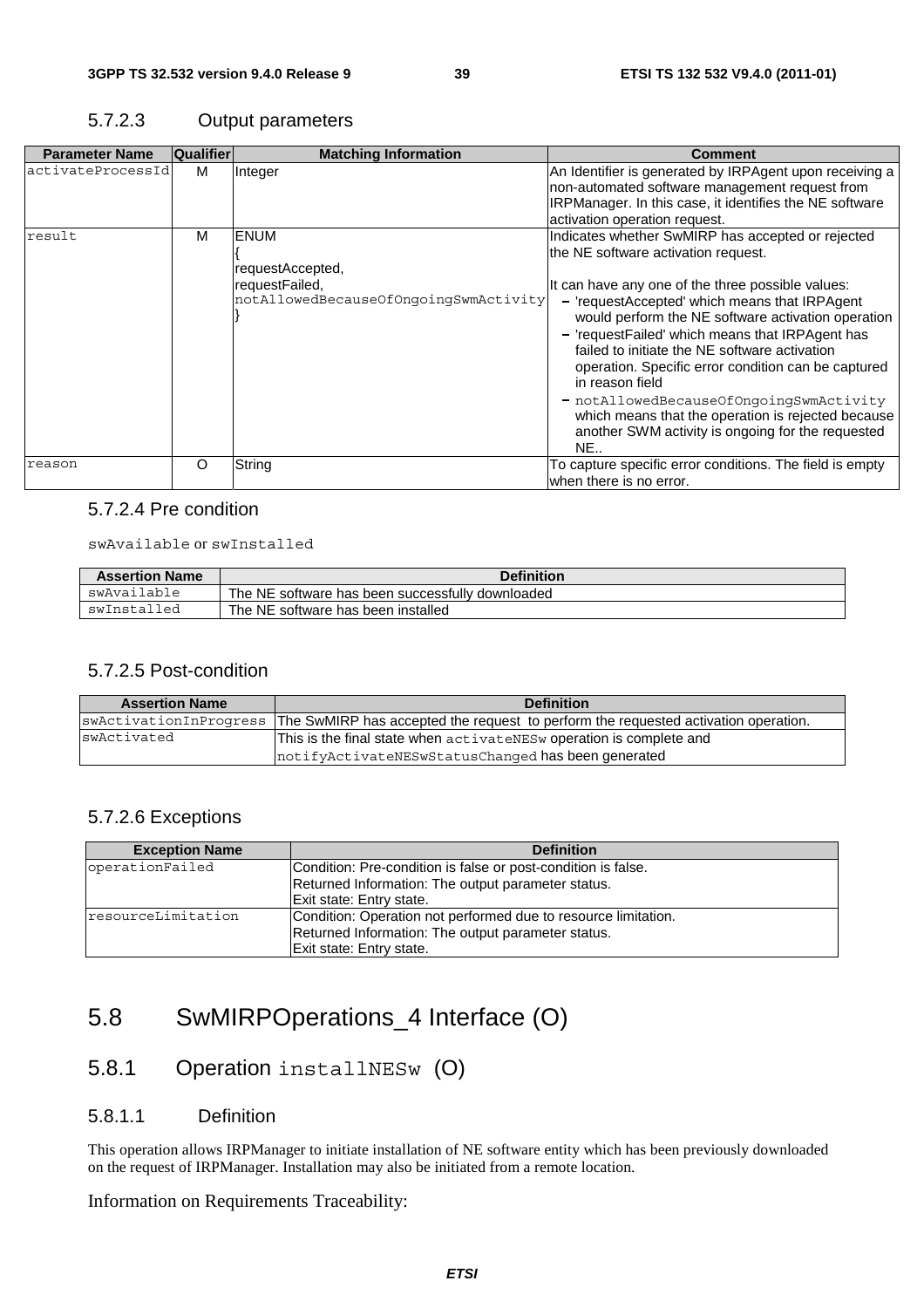### 5.7.2.3 Output parameters

| Parameter Name | Qualifier | Matching Information | Comment |
|---|---|---|---|
| activateProcessId | M | Integer | An Identifier is generated by IRPAgent upon receiving a non-automated software management request from IRPManager. In this case, it identifies the NE software activation operation request. |
| result | M | ENUM { requestAccepted, requestFailed, notAllowedBecauseOfOngoingSwmActivity } | Indicates whether SwMIRP has accepted or rejected the NE software activation request. <br><br> It can have any one of the three possible values: <br> – 'requestAccepted' which means that IRPAgent would perform the NE software activation operation <br> – 'requestFailed' which means that IRPAgent has failed to initiate the NE software activation operation. Specific error condition can be captured in reason field <br> – notAllowedBecauseOfOngoingSwmActivity which means that the operation is rejected because another SWM activity is ongoing for the requested NE.. |
| reason | O | String | To capture specific error conditions. The field is empty when there is no error. |

### 5.7.2.4 Pre condition

swAvailable or swInstalled

| Assertion Name | Definition |
|---|---|
| swAvailable | The NE software has been successfully downloaded |
| swInstalled | The NE software has been installed |

### 5.7.2.5 Post-condition

| Assertion Name | Definition |
|---|---|
| swActivationInProgress | The SwMIRP has accepted the request to perform the requested activation operation. |
| swActivated | This is the final state when activateNESw operation is complete and notifyActivateNESwStatusChanged has been generated |

### 5.7.2.6 Exceptions

| Exception Name | Definition |
|---|---|
| operationFailed | Condition: Pre-condition is false or post-condition is false. <br> Returned Information: The output parameter status. <br> Exit state: Entry state. |
| resourceLimitation | Condition: Operation not performed due to resource limitation. <br> Returned Information: The output parameter status. <br> Exit state: Entry state. |

# 5.8 SwMIRPOperations_4 Interface (O)

## 5.8.1 Operation installNESw (O)

### 5.8.1.1 Definition

This operation allows IRPManager to initiate installation of NE software entity which has been previously downloaded on the request of IRPManager. Installation may also be initiated from a remote location.

Information on Requirements Traceability: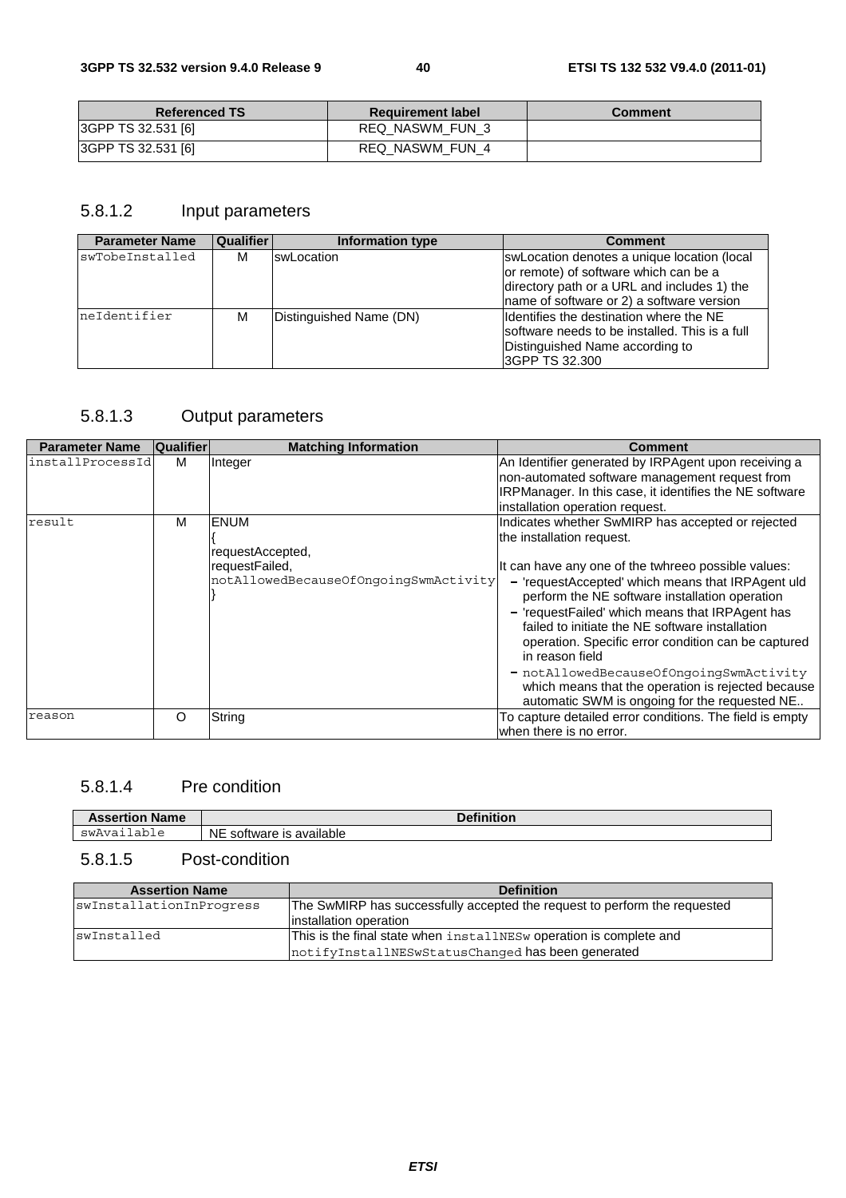| Referenced TS | Requirement label | Comment |
| --- | --- | --- |
| 3GPP TS 32.531 [6] | REQ_NASWM_FUN_3 | |
| 3GPP TS 32.531 [6] | REQ_NASWM_FUN_4 | |

### 5.8.1.2 Input parameters

| Parameter Name | Qualifier | Information type | Comment |
| --- | --- | --- | --- |
| swTobeInstalled | M | swLocation | swLocation denotes a unique location (local or remote) of software which can be a directory path or a URL and includes 1) the name of software or 2) a software version |
| neIdentifier | M | Distinguished Name (DN) | Identifies the destination where the NE software needs to be installed. This is a full Distinguished Name according to 3GPP TS 32.300 |

### 5.8.1.3 Output parameters

| Parameter Name | Qualifier | Matching Information | Comment |
| --- | --- | --- | --- |
| installProcessId | M | Integer | An Identifier generated by IRPAgent upon receiving a non-automated software management request from IRPManager. In this case, it identifies the NE software installation operation request. |
| result | M | ENUM { requestAccepted, requestFailed, notAllowedBecauseOfOngoingSwmActivity } | Indicates whether SwMIRP has accepted or rejected the installation request.<br><br>It can have any one of the twhreeo possible values:<br>– 'requestAccepted' which means that IRPAgent uld perform the NE software installation operation<br>– 'requestFailed' which means that IRPAgent has failed to initiate the NE software installation operation. Specific error condition can be captured in reason field<br>– notAllowedBecauseOfOngoingSwmActivity which means that the operation is rejected because automatic SWM is ongoing for the requested NE.. |
| reason | O | String | To capture detailed error conditions. The field is empty when there is no error. |

### 5.8.1.4 Pre condition

| Assertion Name | Definition |
| --- | --- |
| swAvailable | NE software is available |

### 5.8.1.5 Post-condition

| Assertion Name | Definition |
| --- | --- |
| swInstallationInProgress | The SwMIRP has successfully accepted the request to perform the requested installation operation |
| swInstalled | This is the final state when installNESw operation is complete and notifyInstallNESwStatusChanged has been generated |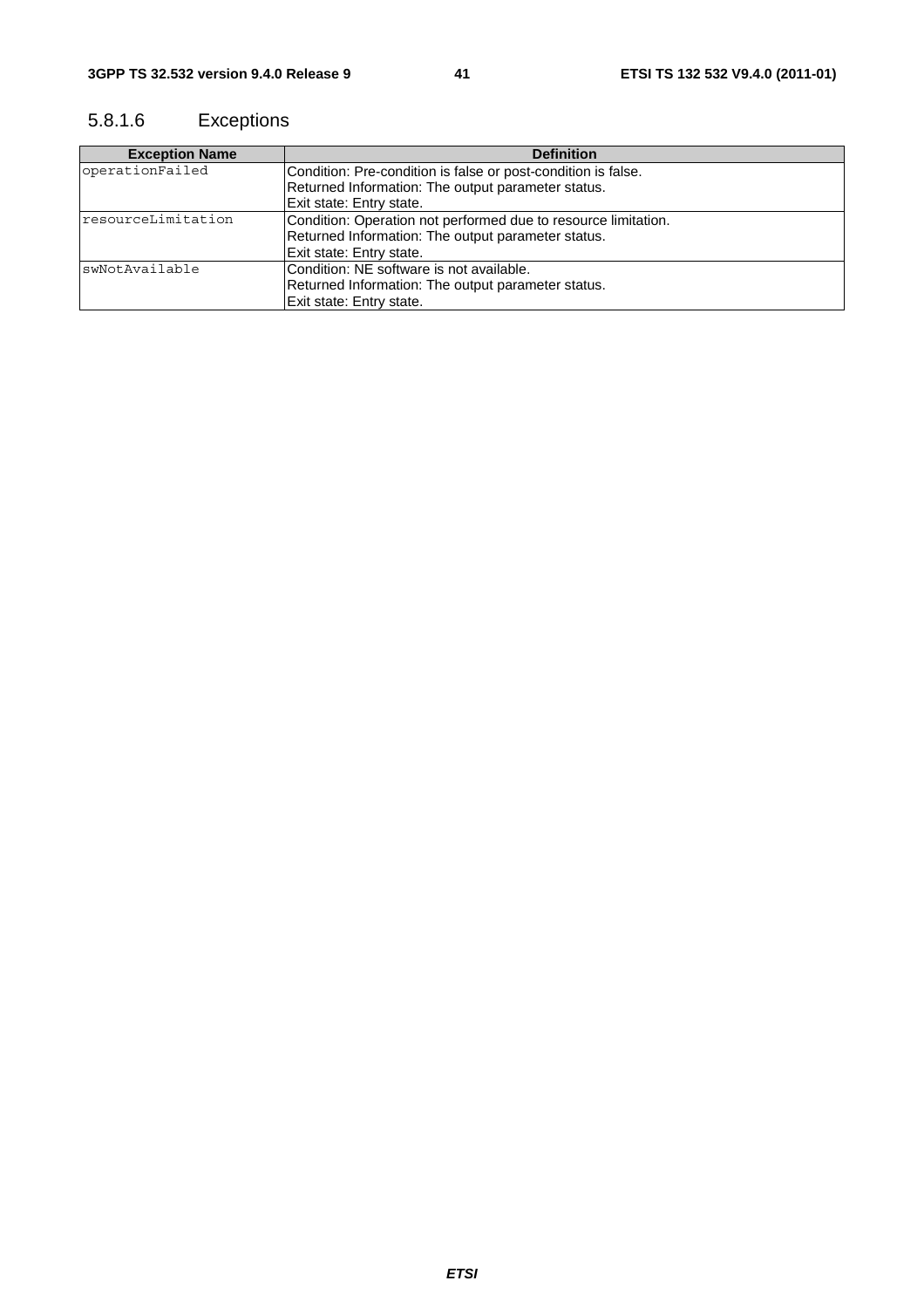#### 5.8.1.6 Exceptions

| Exception Name | Definition |
| --- | --- |
| operationFailed | Condition: Pre-condition is false or post-condition is false.<br>Returned Information: The output parameter status.<br>Exit state: Entry state. |
| resourceLimitation | Condition: Operation not performed due to resource limitation.<br>Returned Information: The output parameter status.<br>Exit state: Entry state. |
| swNotAvailable | Condition: NE software is not available.<br>Returned Information: The output parameter status.<br>Exit state: Entry state. |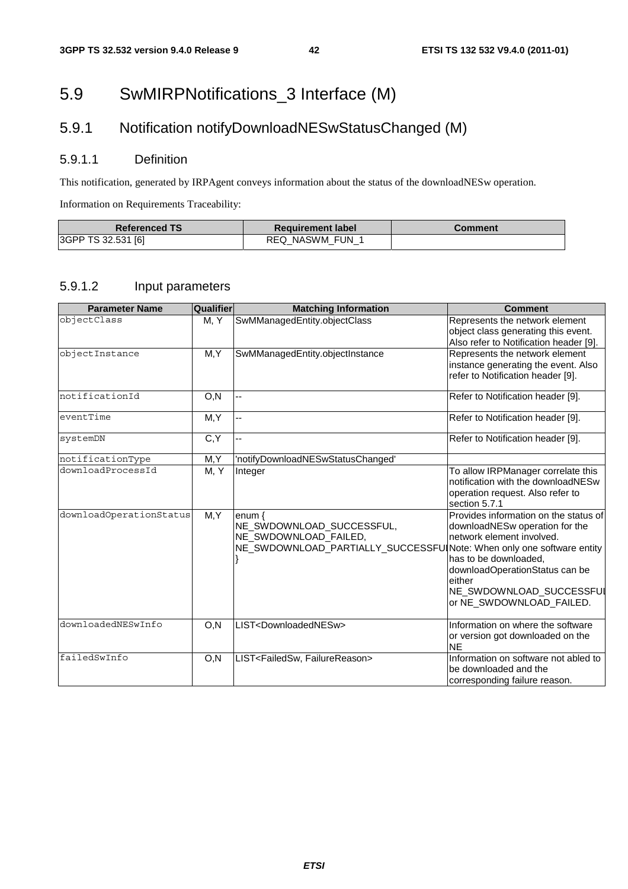# 5.9 SwMIRPNotifications_3 Interface (M)

## 5.9.1 Notification notifyDownloadNESwStatusChanged (M)

### 5.9.1.1 Definition

This notification, generated by IRPAgent conveys information about the status of the downloadNESw operation.

Information on Requirements Traceability:

| Referenced TS | Requirement label | Comment |
|---|---|---|
| 3GPP TS 32.531 [6] | REQ_NASWM_FUN_1 | |

### 5.9.1.2 Input parameters

| Parameter Name | Qualifier | Matching Information | Comment |
|---|---|---|---|
| objectClass | M, Y | SwMManagedEntity.objectClass | Represents the network element object class generating this event. Also refer to Notification header [9]. |
| objectInstance | M,Y | SwMManagedEntity.objectInstance | Represents the network element instance generating the event. Also refer to Notification header [9]. |
| notificationId | O,N | -- | Refer to Notification header [9]. |
| eventTime | M,Y | -- | Refer to Notification header [9]. |
| systemDN | C,Y | -- | Refer to Notification header [9]. |
| notificationType | M,Y | 'notifyDownloadNESwStatusChanged' | |
| downloadProcessId | M, Y | Integer | To allow IRPManager correlate this notification with the downloadNESw operation request. Also refer to section 5.7.1 |
| downloadOperationStatus | M,Y | enum { NE_SWDOWNLOAD_SUCCESSFUL, NE_SWDOWNLOAD_FAILED, NE_SWDOWNLOAD_PARTIALLY_SUCCESSFUL } | Provides information on the status of downloadNESw operation for the network element involved. Note: When only one software entity has to be downloaded, downloadOperationStatus can be either NE_SWDOWNLOAD_SUCCESSFUL or NE_SWDOWNLOAD_FAILED. |
| downloadedNESwInfo | O,N | LIST<DownloadedNESw> | Information on where the software or version got downloaded on the NE |
| failedSwInfo | O,N | LIST<FailedSw, FailureReason> | Information on software not abled to be downloaded and the corresponding failure reason. |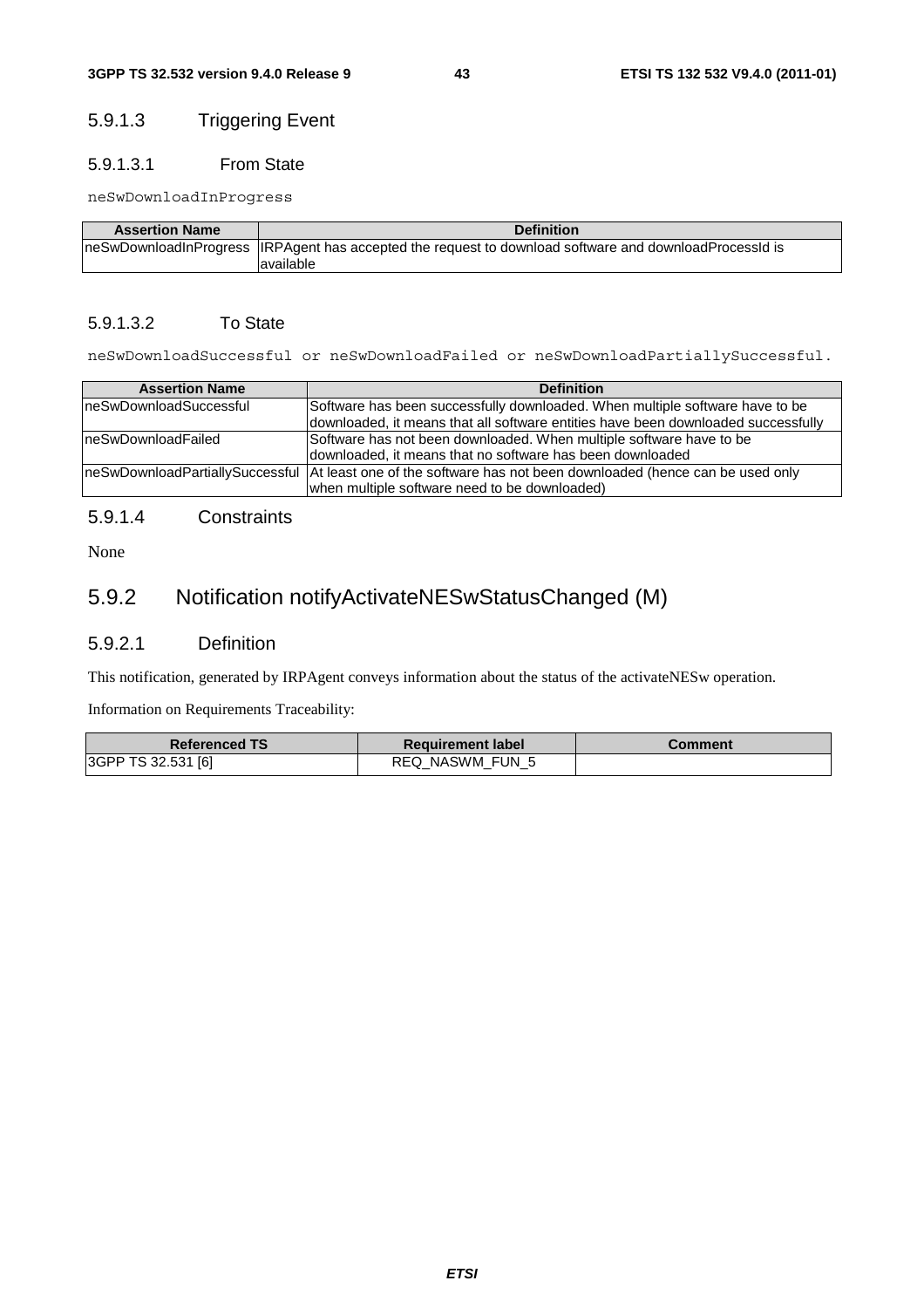### 5.9.1.3 Triggering Event

#### 5.9.1.3.1 From State

neSwDownloadInProgress

| Assertion Name | Definition |
| --- | --- |
| neSwDownloadInProgress | IRPAgent has accepted the request to download software and downloadProcessId is available |

#### 5.9.1.3.2 To State

neSwDownloadSuccessful or neSwDownloadFailed or neSwDownloadPartiallySuccessful.

| Assertion Name | Definition |
| --- | --- |
| neSwDownloadSuccessful | Software has been successfully downloaded. When multiple software have to be downloaded, it means that all software entities have been downloaded successfully |
| neSwDownloadFailed | Software has not been downloaded. When multiple software have to be downloaded, it means that no software has been downloaded |
| neSwDownloadPartiallySuccessful | At least one of the software has not been downloaded (hence can be used only when multiple software need to be downloaded) |

### 5.9.1.4 Constraints

None

## 5.9.2 Notification notifyActivateNESwStatusChanged (M)

### 5.9.2.1 Definition

This notification, generated by IRPAgent conveys information about the status of the activateNESw operation.

Information on Requirements Traceability:

| Referenced TS | Requirement label | Comment |
| --- | --- | --- |
| 3GPP TS 32.531 [6] | REQ_NASWM_FUN_5 | |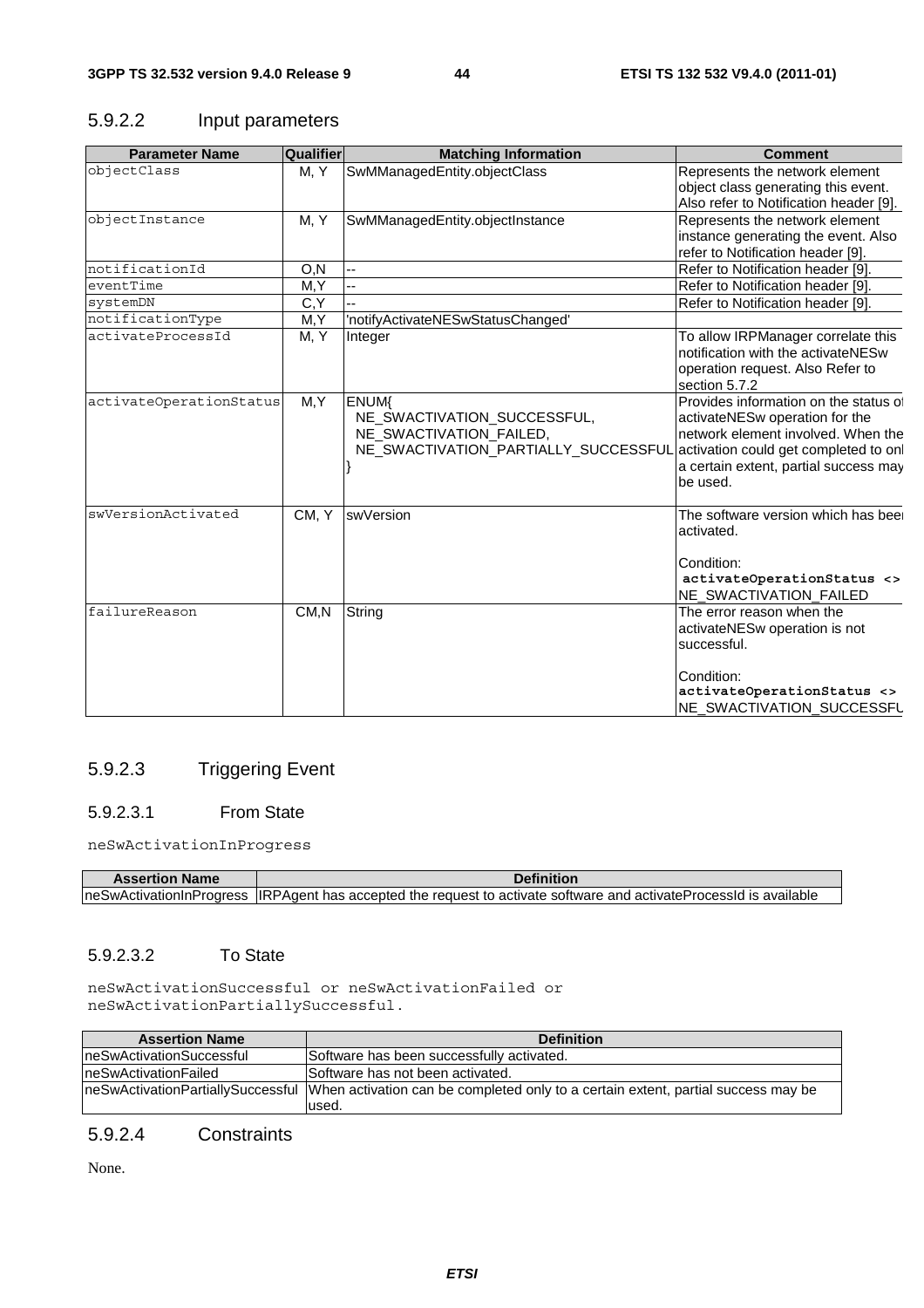### 5.9.2.2 Input parameters

| Parameter Name | Qualifier | Matching Information | Comment |
|---|---|---|---|
| objectClass | M, Y | SwMManagedEntity.objectClass | Represents the network element object class generating this event. Also refer to Notification header [9]. |
| objectInstance | M, Y | SwMManagedEntity.objectInstance | Represents the network element instance generating the event. Also refer to Notification header [9]. |
| notificationId | O,N | -- | Refer to Notification header [9]. |
| eventTime | M,Y | -- | Refer to Notification header [9]. |
| systemDN | C,Y | -- | Refer to Notification header [9]. |
| notificationType | M,Y | 'notifyActivateNESwStatusChanged' | |
| activateProcessId | M, Y | Integer | To allow IRPManager correlate this notification with the activateNESw operation request. Also Refer to section 5.7.2 |
| activateOperationStatus | M,Y | ENUM{ NE_SWACTIVATION_SUCCESSFUL, NE_SWACTIVATION_FAILED, NE_SWACTIVATION_PARTIALLY_SUCCESSFUL } | Provides information on the status of activateNESw operation for the network element involved. When the activation could get completed to onl a certain extent, partial success may be used. |
| swVersionActivated | CM, Y | swVersion | The software version which has been activated. Condition: **activateOperationStatus <>** NE_SWACTIVATION_FAILED |
| failureReason | CM,N | String | The error reason when the activateNESw operation is not successful. Condition: **activateOperationStatus <>** NE_SWACTIVATION_SUCCESSFU |

### 5.9.2.3 Triggering Event

#### 5.9.2.3.1 From State

neSwActivationInProgress

| Assertion Name | Definition |
|---|---|
| neSwActivationInProgress | IRPAgent has accepted the request to activate software and activateProcessId is available |

#### 5.9.2.3.2 To State

neSwActivationSuccessful or neSwActivationFailed or neSwActivationPartiallySuccessful.

| Assertion Name | Definition |
|---|---|
| neSwActivationSuccessful | Software has been successfully activated. |
| neSwActivationFailed | Software has not been activated. |
| neSwActivationPartiallySuccessful | When activation can be completed only to a certain extent, partial success may be used. |

### 5.9.2.4 Constraints

None.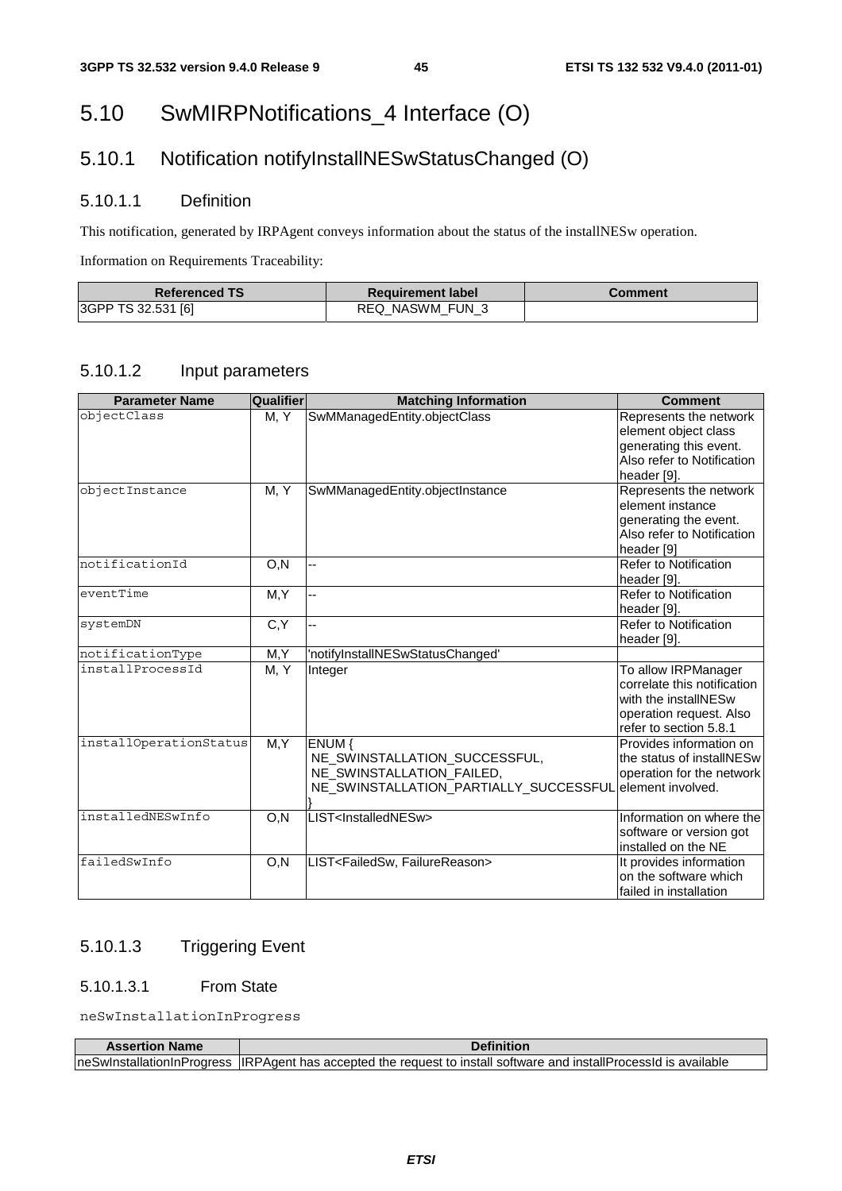# 5.10 SwMIRPNotifications_4 Interface (O)

## 5.10.1 Notification notifyInstallNESwStatusChanged (O)

### 5.10.1.1 Definition

This notification, generated by IRPAgent conveys information about the status of the installNESw operation.

Information on Requirements Traceability:

| Referenced TS | Requirement label | Comment |
|---|---|---|
| 3GPP TS 32.531 [6] | REQ_NASWM_FUN_3 | |

### 5.10.1.2 Input parameters

| Parameter Name | Qualifier | Matching Information | Comment |
|---|---|---|---|
| objectClass | M, Y | SwMManagedEntity.objectClass | Represents the network element object class generating this event. Also refer to Notification header [9]. |
| objectInstance | M, Y | SwMManagedEntity.objectInstance | Represents the network element instance generating the event. Also refer to Notification header [9] |
| notificationId | O,N | -- | Refer to Notification header [9]. |
| eventTime | M,Y | -- | Refer to Notification header [9]. |
| systemDN | C,Y | -- | Refer to Notification header [9]. |
| notificationType | M,Y | 'notifyInstallNESwStatusChanged' | |
| installProcessId | M, Y | Integer | To allow IRPManager correlate this notification with the installNESw operation request. Also refer to section 5.8.1 |
| installOperationStatus | M,Y | ENUM { NE_SWINSTALLATION_SUCCESSFUL, NE_SWINSTALLATION_FAILED, NE_SWINSTALLATION_PARTIALLY_SUCCESSFUL } | Provides information on the status of installNESw operation for the network element involved. |
| installedNESwInfo | O,N | LIST<InstalledNESw> | Information on where the software or version got installed on the NE |
| failedSwInfo | O,N | LIST<FailedSw, FailureReason> | It provides information on the software which failed in installation |

### 5.10.1.3 Triggering Event

#### 5.10.1.3.1 From State

neSwInstallationInProgress

| Assertion Name | Definition |
|---|---|
| neSwInstallationInProgress | IRPAgent has accepted the request to install software and installProcessId is available |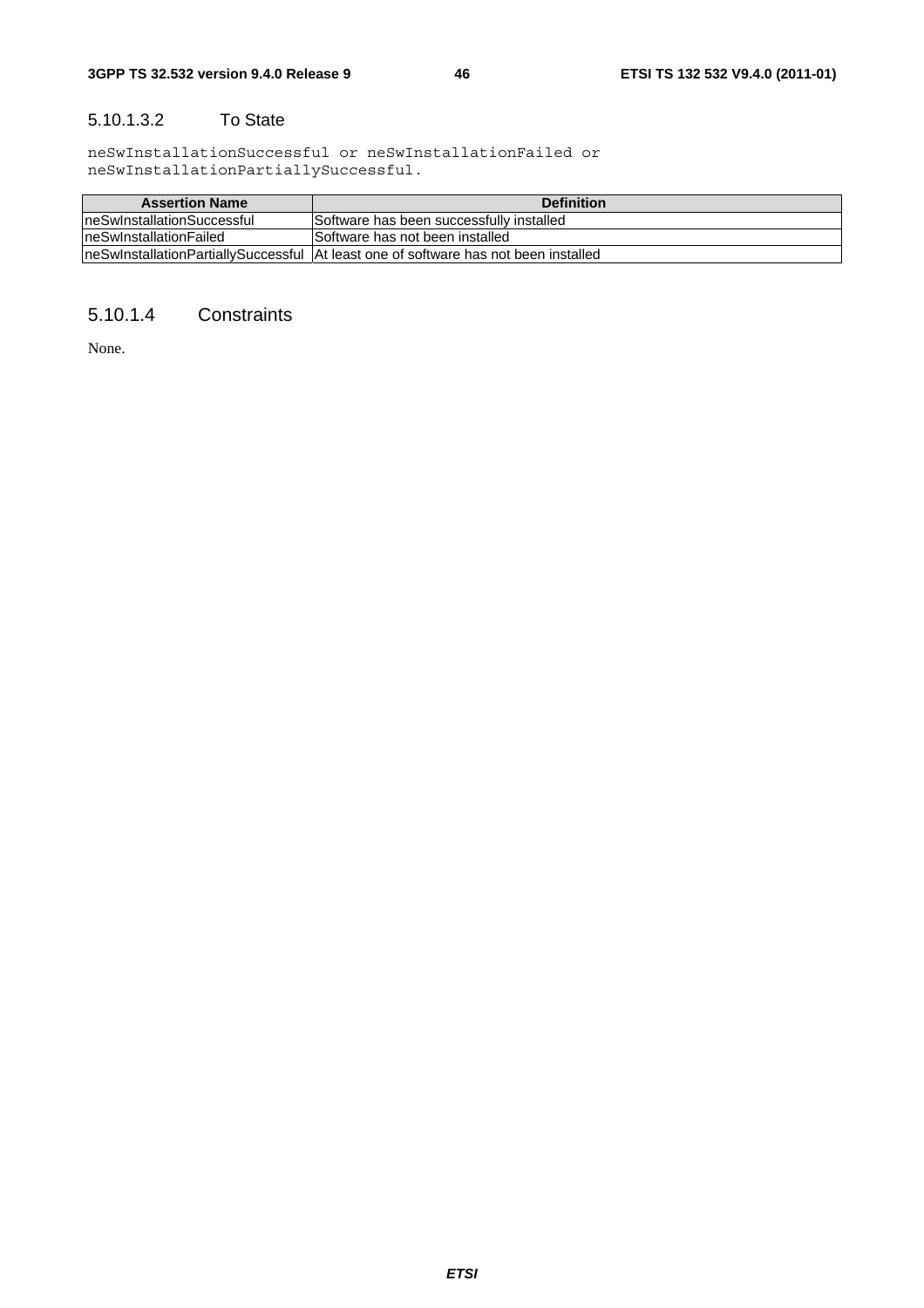#### 5.10.1.3.2 To State

neSwInstallationSuccessful or neSwInstallationFailed or neSwInstallationPartiallySuccessful.

| Assertion Name | Definition |
| --- | --- |
| neSwInstallationSuccessful | Software has been successfully installed |
| neSwInstallationFailed | Software has not been installed |
| neSwInstallationPartiallySuccessful | At least one of software has not been installed |

### 5.10.1.4 Constraints

None.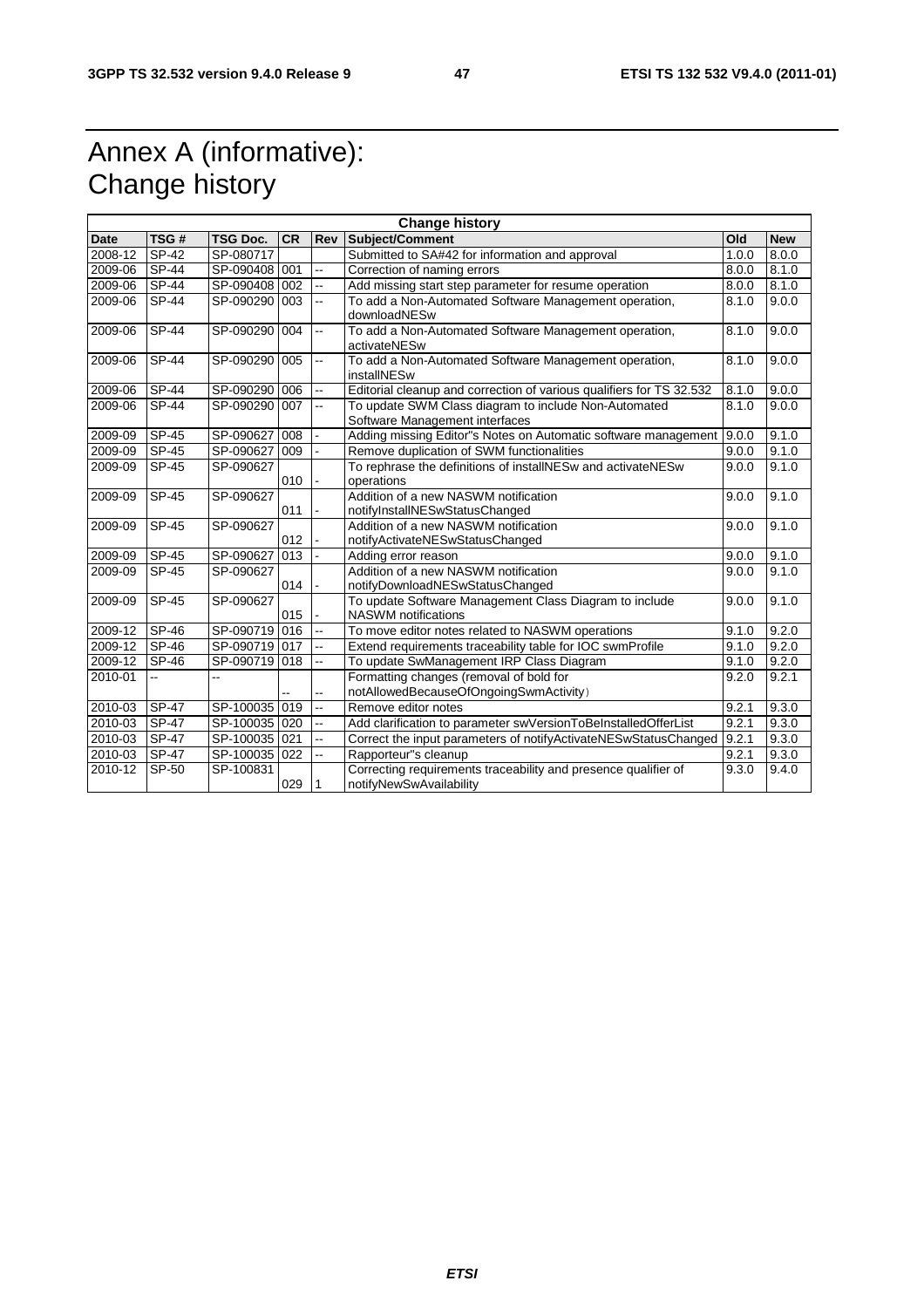# Annex A (informative): Change history

| Change history | | | | | | | |
|---|---|---|---|---|---|---|---|
| **Date** | **TSG #** | **TSG Doc.** | **CR** | **Rev** | **Subject/Comment** | **Old** | **New** |
| 2008-12 | SP-42 | SP-080717 | | | Submitted to SA#42 for information and approval | 1.0.0 | 8.0.0 |
| 2009-06 | SP-44 | SP-090408 | 001 | -- | Correction of naming errors | 8.0.0 | 8.1.0 |
| 2009-06 | SP-44 | SP-090408 | 002 | -- | Add missing start step parameter for resume operation | 8.0.0 | 8.1.0 |
| 2009-06 | SP-44 | SP-090290 | 003 | -- | To add a Non-Automated Software Management operation, downloadNESw | 8.1.0 | 9.0.0 |
| 2009-06 | SP-44 | SP-090290 | 004 | -- | To add a Non-Automated Software Management operation, activateNESw | 8.1.0 | 9.0.0 |
| 2009-06 | SP-44 | SP-090290 | 005 | -- | To add a Non-Automated Software Management operation, installNESw | 8.1.0 | 9.0.0 |
| 2009-06 | SP-44 | SP-090290 | 006 | -- | Editorial cleanup and correction of various qualifiers for TS 32.532 | 8.1.0 | 9.0.0 |
| 2009-06 | SP-44 | SP-090290 | 007 | -- | To update SWM Class diagram to include Non-Automated Software Management interfaces | 8.1.0 | 9.0.0 |
| 2009-09 | SP-45 | SP-090627 | 008 | - | Adding missing Editor"s Notes on Automatic software management | 9.0.0 | 9.1.0 |
| 2009-09 | SP-45 | SP-090627 | 009 | - | Remove duplication of SWM functionalities | 9.0.0 | 9.1.0 |
| 2009-09 | SP-45 | SP-090627 | 010 | - | To rephrase the definitions of installNESw and activateNESw operations | 9.0.0 | 9.1.0 |
| 2009-09 | SP-45 | SP-090627 | 011 | - | Addition of a new NASWM notification notifyInstallNESwStatusChanged | 9.0.0 | 9.1.0 |
| 2009-09 | SP-45 | SP-090627 | 012 | - | Addition of a new NASWM notification notifyActivateNESwStatusChanged | 9.0.0 | 9.1.0 |
| 2009-09 | SP-45 | SP-090627 | 013 | - | Adding error reason | 9.0.0 | 9.1.0 |
| 2009-09 | SP-45 | SP-090627 | 014 | - | Addition of a new NASWM notification notifyDownloadNESwStatusChanged | 9.0.0 | 9.1.0 |
| 2009-09 | SP-45 | SP-090627 | 015 | - | To update Software Management Class Diagram to include NASWM notifications | 9.0.0 | 9.1.0 |
| 2009-12 | SP-46 | SP-090719 | 016 | -- | To move editor notes related to NASWM operations | 9.1.0 | 9.2.0 |
| 2009-12 | SP-46 | SP-090719 | 017 | -- | Extend requirements traceability table for IOC swmProfile | 9.1.0 | 9.2.0 |
| 2009-12 | SP-46 | SP-090719 | 018 | -- | To update SwManagement IRP Class Diagram | 9.1.0 | 9.2.0 |
| 2010-01 | -- | -- | -- | -- | Formatting changes (removal of bold for notAllowedBecauseOfOngoingSwmActivity) | 9.2.0 | 9.2.1 |
| 2010-03 | SP-47 | SP-100035 | 019 | -- | Remove editor notes | 9.2.1 | 9.3.0 |
| 2010-03 | SP-47 | SP-100035 | 020 | -- | Add clarification to parameter swVersionToBeInstalledOfferList | 9.2.1 | 9.3.0 |
| 2010-03 | SP-47 | SP-100035 | 021 | -- | Correct the input parameters of notifyActivateNESwStatusChanged | 9.2.1 | 9.3.0 |
| 2010-03 | SP-47 | SP-100035 | 022 | -- | Rapporteur"s cleanup | 9.2.1 | 9.3.0 |
| 2010-12 | SP-50 | SP-100831 | 029 | 1 | Correcting requirements traceability and presence qualifier of notifyNewSwAvailability | 9.3.0 | 9.4.0 |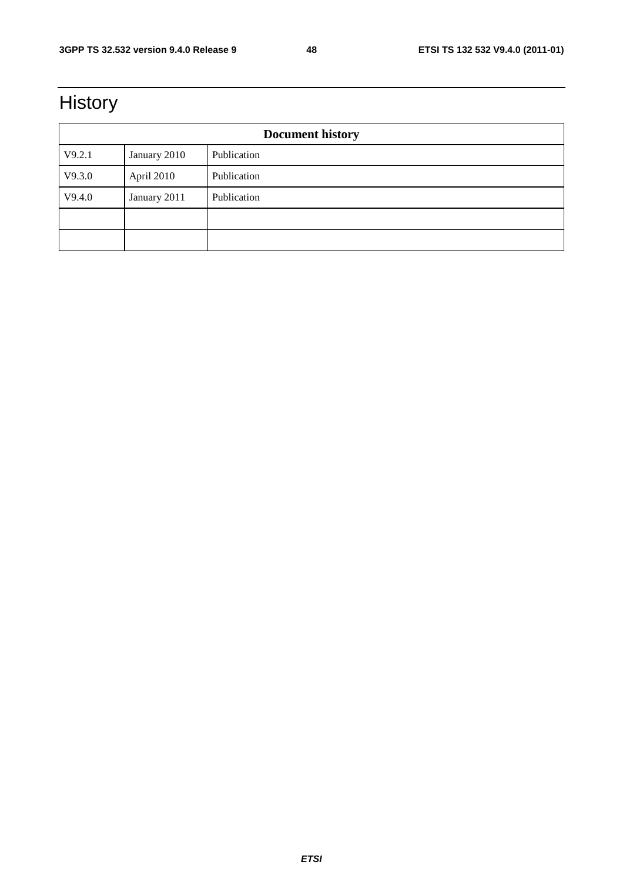# History

| Document history | | |
|---|---|---|
| V9.2.1 | January 2010 | Publication |
| V9.3.0 | April 2010 | Publication |
| V9.4.0 | January 2011 | Publication |
| | | |
| | | |